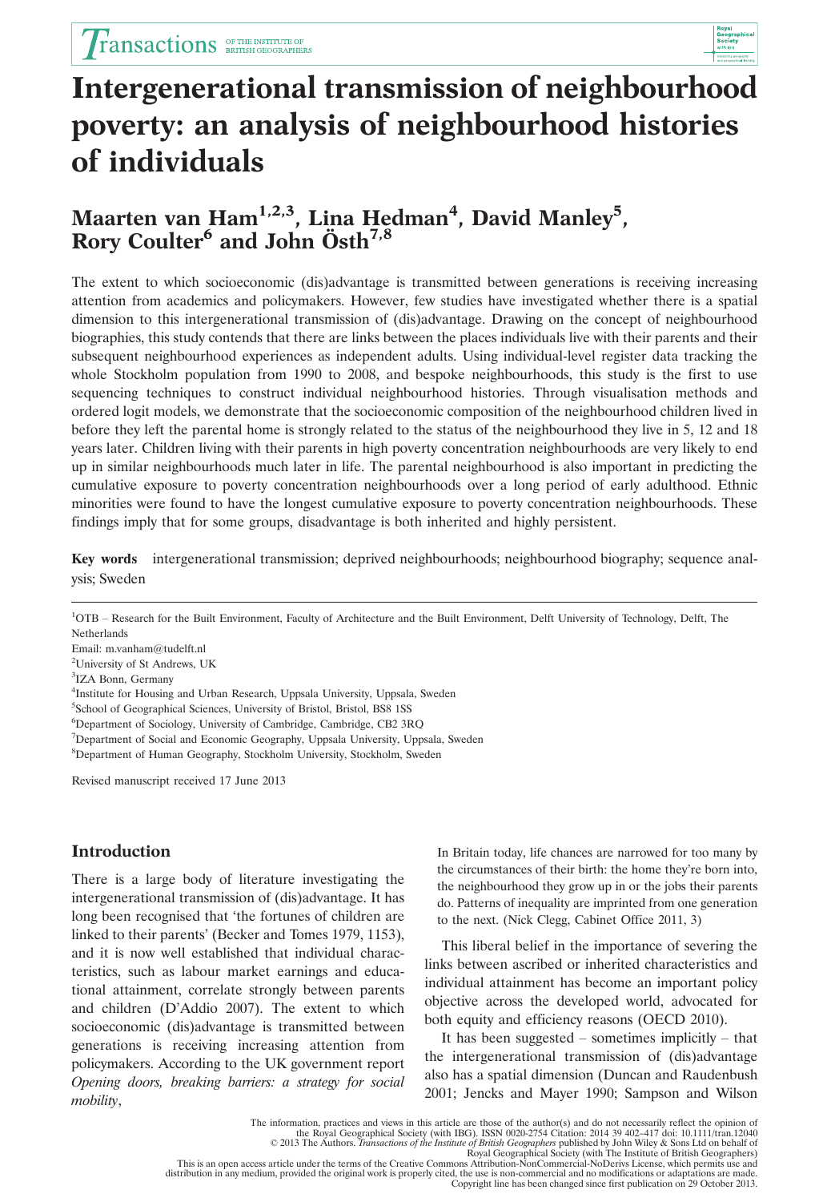# Intergenerational transmission of neighbourhood poverty: an analysis of neighbourhood histories of individuals

## Maarten van Ham[1,2,3], Lina Hedman[4], David Manley[5], Rory Coulter[6] and John Östh[7,8]

The extent to which socioeconomic (dis)advantage is transmitted between generations is receiving increasing attention from academics and policymakers. However, few studies have investigated whether there is a spatial dimension to this intergenerational transmission of (dis)advantage. Drawing on the concept of neighbourhood biographies, this study contends that there are links between the places individuals live with their parents and their subsequent neighbourhood experiences as independent adults. Using individual-level register data tracking the whole Stockholm population from 1990 to 2008, and bespoke neighbourhoods, this study is the first to use sequencing techniques to construct individual neighbourhood histories. Through visualisation methods and ordered logit models, we demonstrate that the socioeconomic composition of the neighbourhood children lived in before they left the parental home is strongly related to the status of the neighbourhood they live in 5, 12 and 18 years later. Children living with their parents in high poverty concentration neighbourhoods are very likely to end up in similar neighbourhoods much later in life. The parental neighbourhood is also important in predicting the cumulative exposure to poverty concentration neighbourhoods over a long period of early adulthood. Ethnic minorities were found to have the longest cumulative exposure to poverty concentration neighbourhoods. These findings imply that for some groups, disadvantage is both inherited and highly persistent.

**Key words** intergenerational transmission; deprived neighbourhoods; neighbourhood biography; sequence analysis; Sweden

[1]OTB – Research for the Built Environment, Faculty of Architecture and the Built Environment, Delft University of Technology, Delft, The Netherlands
Email: m.vanham@tudelft.nl
[2]University of St Andrews, UK
[3]IZA Bonn, Germany
[4]Institute for Housing and Urban Research, Uppsala University, Uppsala, Sweden
[5]School of Geographical Sciences, University of Bristol, Bristol, BS8 1SS
[6]Department of Sociology, University of Cambridge, Cambridge, CB2 3RQ
[7]Department of Social and Economic Geography, Uppsala University, Uppsala, Sweden
[8]Department of Human Geography, Stockholm University, Stockholm, Sweden

Revised manuscript received 17 June 2013

## Introduction

There is a large body of literature investigating the intergenerational transmission of (dis)advantage. It has long been recognised that 'the fortunes of children are linked to their parents' (Becker and Tomes 1979, 1153), and it is now well established that individual characteristics, such as labour market earnings and educational attainment, correlate strongly between parents and children (D'Addio 2007). The extent to which socioeconomic (dis)advantage is transmitted between generations is receiving increasing attention from policymakers. According to the UK government report *Opening doors, breaking barriers: a strategy for social mobility*,

> In Britain today, life chances are narrowed for too many by the circumstances of their birth: the home they're born into, the neighbourhood they grow up in or the jobs their parents do. Patterns of inequality are imprinted from one generation to the next. (Nick Clegg, Cabinet Office 2011, 3)

This liberal belief in the importance of severing the links between ascribed or inherited characteristics and individual attainment has become an important policy objective across the developed world, advocated for both equity and efficiency reasons (OECD 2010).

It has been suggested – sometimes implicitly – that the intergenerational transmission of (dis)advantage also has a spatial dimension (Duncan and Raudenbush 2001; Jencks and Mayer 1990; Sampson and Wilson

The information, practices and views in this article are those of the author(s) and do not necessarily reflect the opinion of the Royal Geographical Society (with IBG). ISSN 0020-2754 Citation: 2014 39 402–417 doi: 10.1111/tran.12040
© 2013 The Authors. *Transactions of the Institute of British Geographers* published by John Wiley & Sons Ltd on behalf of Royal Geographical Society (with The Institute of British Geographers)
This is an open access article under the terms of the Creative Commons Attribution-NonCommercial-NoDerivs License, which permits use and distribution in any medium, provided the original work is properly cited, the use is non-commercial and no modifications or adaptations are made.
Copyright line has been changed since first publication on 29 October 2013.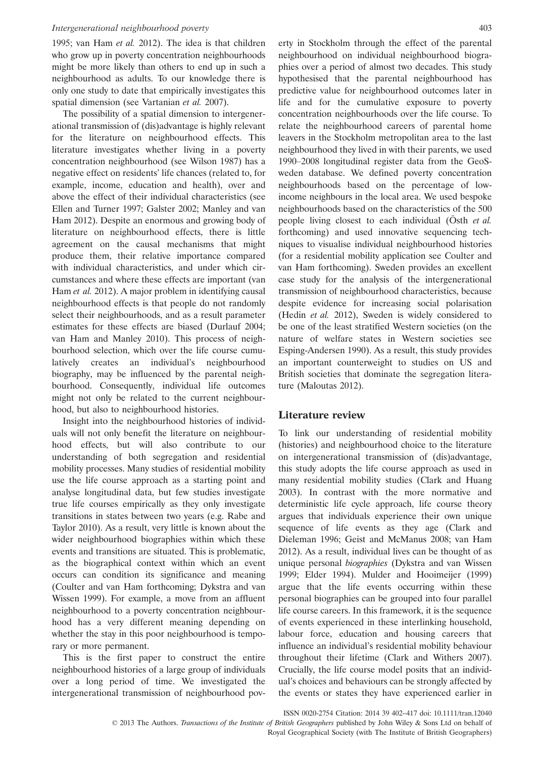1995; van Ham *et al.* 2012). The idea is that children who grow up in poverty concentration neighbourhoods might be more likely than others to end up in such a neighbourhood as adults. To our knowledge there is only one study to date that empirically investigates this spatial dimension (see Vartanian *et al.* 2007).

The possibility of a spatial dimension to intergenerational transmission of (dis)advantage is highly relevant for the literature on neighbourhood effects. This literature investigates whether living in a poverty concentration neighbourhood (see Wilson 1987) has a negative effect on residents' life chances (related to, for example, income, education and health), over and above the effect of their individual characteristics (see Ellen and Turner 1997; Galster 2002; Manley and van Ham 2012). Despite an enormous and growing body of literature on neighbourhood effects, there is little agreement on the causal mechanisms that might produce them, their relative importance compared with individual characteristics, and under which circumstances and where these effects are important (van Ham *et al.* 2012). A major problem in identifying causal neighbourhood effects is that people do not randomly select their neighbourhoods, and as a result parameter estimates for these effects are biased (Durlauf 2004; van Ham and Manley 2010). This process of neighbourhood selection, which over the life course cumulatively creates an individual's neighbourhood biography, may be influenced by the parental neighbourhood. Consequently, individual life outcomes might not only be related to the current neighbourhood, but also to neighbourhood histories.

Insight into the neighbourhood histories of individuals will not only benefit the literature on neighbourhood effects, but will also contribute to our understanding of both segregation and residential mobility processes. Many studies of residential mobility use the life course approach as a starting point and analyse longitudinal data, but few studies investigate true life courses empirically as they only investigate transitions in states between two years (e.g. Rabe and Taylor 2010). As a result, very little is known about the wider neighbourhood biographies within which these events and transitions are situated. This is problematic, as the biographical context within which an event occurs can condition its significance and meaning (Coulter and van Ham forthcoming; Dykstra and van Wissen 1999). For example, a move from an affluent neighbourhood to a poverty concentration neighbourhood has a very different meaning depending on whether the stay in this poor neighbourhood is temporary or more permanent.

This is the first paper to construct the entire neighbourhood histories of a large group of individuals over a long period of time. We investigated the intergenerational transmission of neighbourhood poverty in Stockholm through the effect of the parental neighbourhood on individual neighbourhood biographies over a period of almost two decades. This study hypothesised that the parental neighbourhood has predictive value for neighbourhood outcomes later in life and for the cumulative exposure to poverty concentration neighbourhoods over the life course. To relate the neighbourhood careers of parental home leavers in the Stockholm metropolitan area to the last neighbourhood they lived in with their parents, we used 1990–2008 longitudinal register data from the GeoSweden database. We defined poverty concentration neighbourhoods based on the percentage of low-income neighbours in the local area. We used bespoke neighbourhoods based on the characteristics of the 500 people living closest to each individual (Östh *et al.* forthcoming) and used innovative sequencing techniques to visualise individual neighbourhood histories (for a residential mobility application see Coulter and van Ham forthcoming). Sweden provides an excellent case study for the analysis of the intergenerational transmission of neighbourhood characteristics, because despite evidence for increasing social polarisation (Hedin *et al.* 2012), Sweden is widely considered to be one of the least stratified Western societies (on the nature of welfare states in Western societies see Esping-Andersen 1990). As a result, this study provides an important counterweight to studies on US and British societies that dominate the segregation literature (Maloutas 2012).

## Literature review

To link our understanding of residential mobility (histories) and neighbourhood choice to the literature on intergenerational transmission of (dis)advantage, this study adopts the life course approach as used in many residential mobility studies (Clark and Huang 2003). In contrast with the more normative and deterministic life cycle approach, life course theory argues that individuals experience their own unique sequence of life events as they age (Clark and Dieleman 1996; Geist and McManus 2008; van Ham 2012). As a result, individual lives can be thought of as unique personal *biographies* (Dykstra and van Wissen 1999; Elder 1994). Mulder and Hooimeijer (1999) argue that the life events occurring within these personal biographies can be grouped into four parallel life course careers. In this framework, it is the sequence of events experienced in these interlinking household, labour force, education and housing careers that influence an individual's residential mobility behaviour throughout their lifetime (Clark and Withers 2007). Crucially, the life course model posits that an individual's choices and behaviours can be strongly affected by the events or states they have experienced earlier in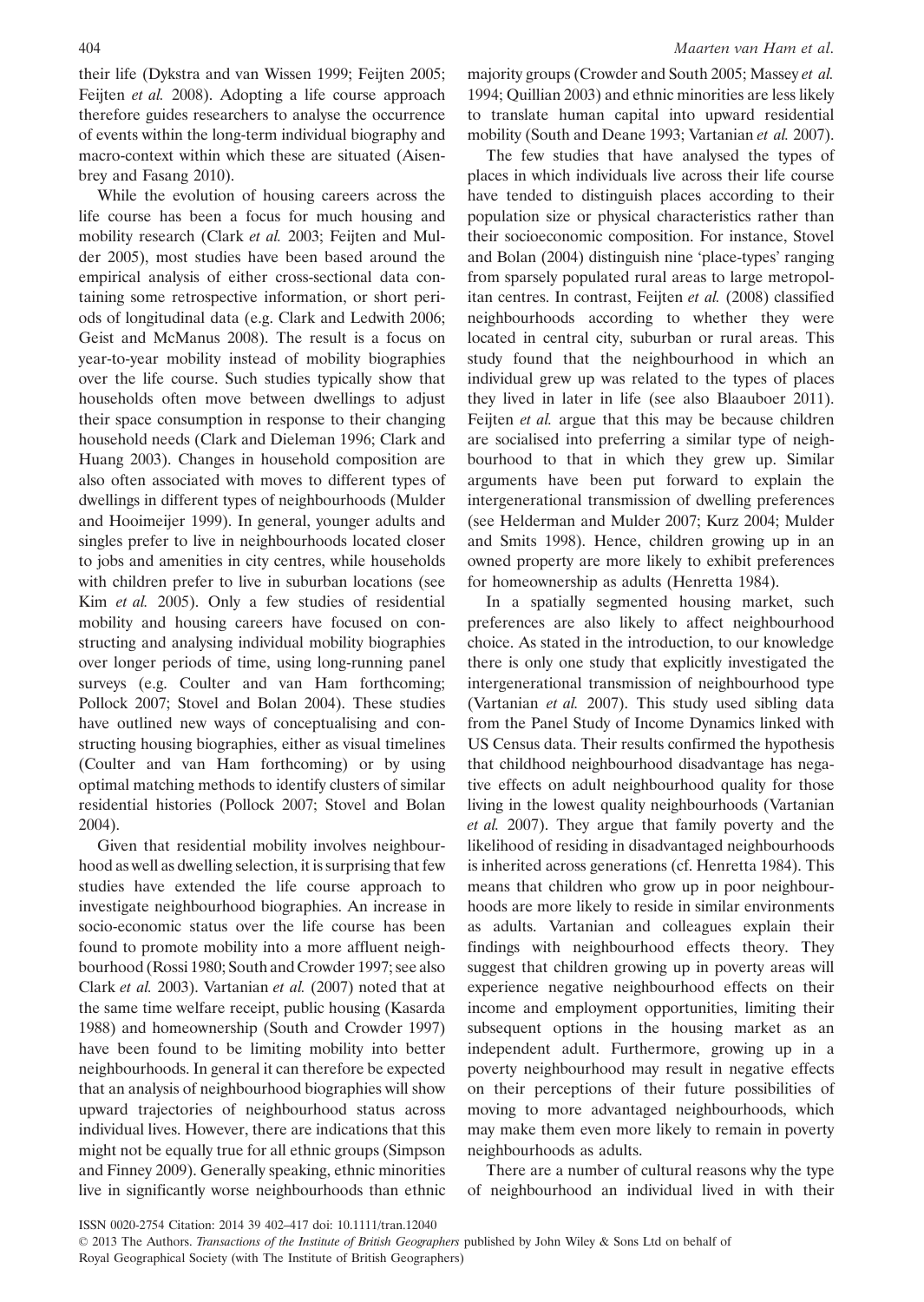their life (Dykstra and van Wissen 1999; Feijten 2005; Feijten *et al.* 2008). Adopting a life course approach therefore guides researchers to analyse the occurrence of events within the long-term individual biography and macro-context within which these are situated (Aisenbrey and Fasang 2010).

While the evolution of housing careers across the life course has been a focus for much housing and mobility research (Clark *et al.* 2003; Feijten and Mulder 2005), most studies have been based around the empirical analysis of either cross-sectional data containing some retrospective information, or short periods of longitudinal data (e.g. Clark and Ledwith 2006; Geist and McManus 2008). The result is a focus on year-to-year mobility instead of mobility biographies over the life course. Such studies typically show that households often move between dwellings to adjust their space consumption in response to their changing household needs (Clark and Dieleman 1996; Clark and Huang 2003). Changes in household composition are also often associated with moves to different types of dwellings in different types of neighbourhoods (Mulder and Hooimeijer 1999). In general, younger adults and singles prefer to live in neighbourhoods located closer to jobs and amenities in city centres, while households with children prefer to live in suburban locations (see Kim *et al.* 2005). Only a few studies of residential mobility and housing careers have focused on constructing and analysing individual mobility biographies over longer periods of time, using long-running panel surveys (e.g. Coulter and van Ham forthcoming; Pollock 2007; Stovel and Bolan 2004). These studies have outlined new ways of conceptualising and constructing housing biographies, either as visual timelines (Coulter and van Ham forthcoming) or by using optimal matching methods to identify clusters of similar residential histories (Pollock 2007; Stovel and Bolan 2004).

Given that residential mobility involves neighbourhood as well as dwelling selection, it is surprising that few studies have extended the life course approach to investigate neighbourhood biographies. An increase in socio-economic status over the life course has been found to promote mobility into a more affluent neighbourhood (Rossi 1980; South and Crowder 1997; see also Clark *et al.* 2003). Vartanian *et al.* (2007) noted that at the same time welfare receipt, public housing (Kasarda 1988) and homeownership (South and Crowder 1997) have been found to be limiting mobility into better neighbourhoods. In general it can therefore be expected that an analysis of neighbourhood biographies will show upward trajectories of neighbourhood status across individual lives. However, there are indications that this might not be equally true for all ethnic groups (Simpson and Finney 2009). Generally speaking, ethnic minorities live in significantly worse neighbourhoods than ethnic majority groups (Crowder and South 2005; Massey *et al.* 1994; Quillian 2003) and ethnic minorities are less likely to translate human capital into upward residential mobility (South and Deane 1993; Vartanian *et al.* 2007).

The few studies that have analysed the types of places in which individuals live across their life course have tended to distinguish places according to their population size or physical characteristics rather than their socioeconomic composition. For instance, Stovel and Bolan (2004) distinguish nine 'place-types' ranging from sparsely populated rural areas to large metropolitan centres. In contrast, Feijten *et al.* (2008) classified neighbourhoods according to whether they were located in central city, suburban or rural areas. This study found that the neighbourhood in which an individual grew up was related to the types of places they lived in later in life (see also Blaauboer 2011). Feijten *et al.* argue that this may be because children are socialised into preferring a similar type of neighbourhood to that in which they grew up. Similar arguments have been put forward to explain the intergenerational transmission of dwelling preferences (see Helderman and Mulder 2007; Kurz 2004; Mulder and Smits 1998). Hence, children growing up in an owned property are more likely to exhibit preferences for homeownership as adults (Henretta 1984).

In a spatially segmented housing market, such preferences are also likely to affect neighbourhood choice. As stated in the introduction, to our knowledge there is only one study that explicitly investigated the intergenerational transmission of neighbourhood type (Vartanian *et al.* 2007). This study used sibling data from the Panel Study of Income Dynamics linked with US Census data. Their results confirmed the hypothesis that childhood neighbourhood disadvantage has negative effects on adult neighbourhood quality for those living in the lowest quality neighbourhoods (Vartanian *et al.* 2007). They argue that family poverty and the likelihood of residing in disadvantaged neighbourhoods is inherited across generations (cf. Henretta 1984). This means that children who grow up in poor neighbourhoods are more likely to reside in similar environments as adults. Vartanian and colleagues explain their findings with neighbourhood effects theory. They suggest that children growing up in poverty areas will experience negative neighbourhood effects on their income and employment opportunities, limiting their subsequent options in the housing market as an independent adult. Furthermore, growing up in a poverty neighbourhood may result in negative effects on their perceptions of their future possibilities of moving to more advantaged neighbourhoods, which may make them even more likely to remain in poverty neighbourhoods as adults.

There are a number of cultural reasons why the type of neighbourhood an individual lived in with their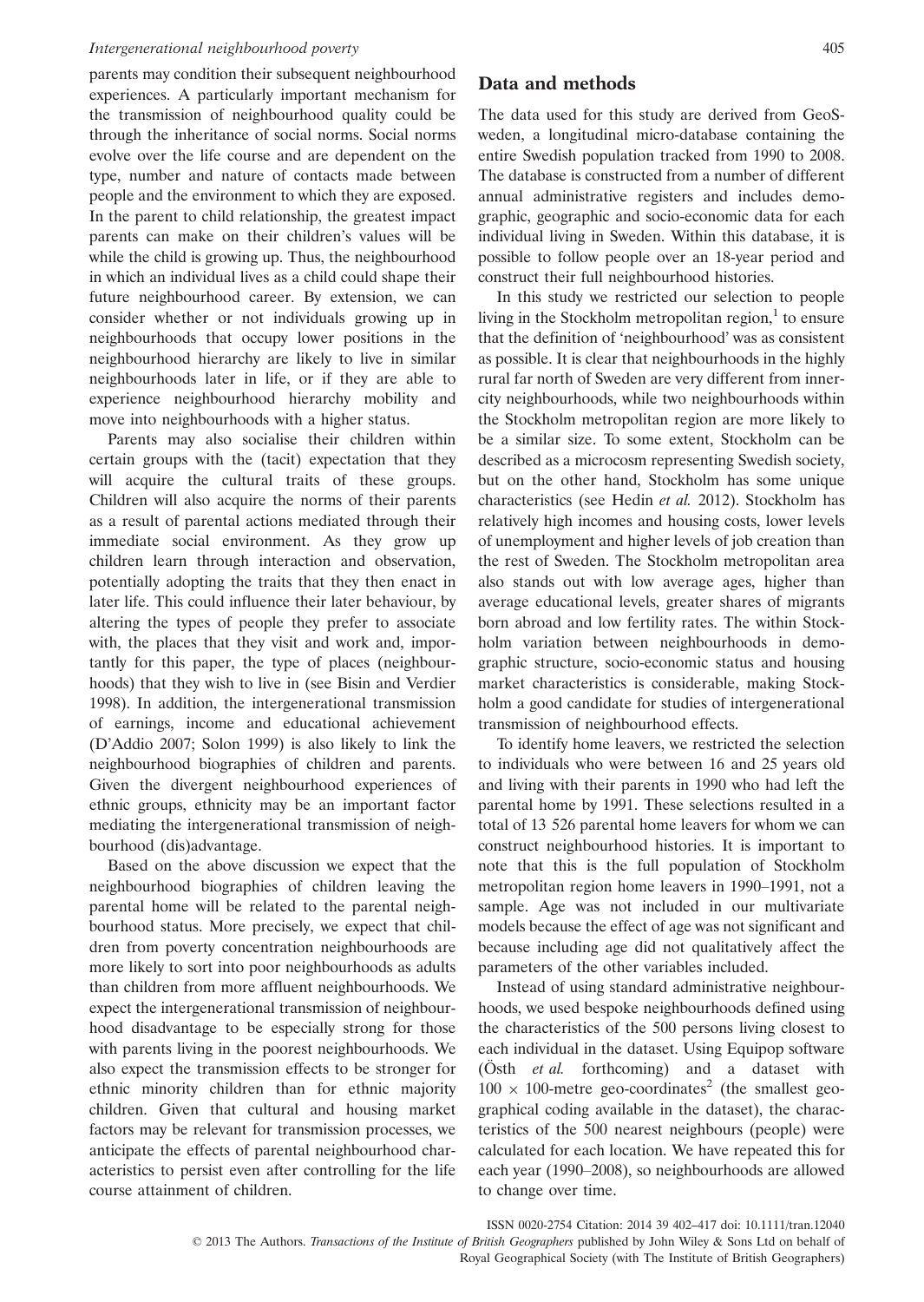parents may condition their subsequent neighbourhood experiences. A particularly important mechanism for the transmission of neighbourhood quality could be through the inheritance of social norms. Social norms evolve over the life course and are dependent on the type, number and nature of contacts made between people and the environment to which they are exposed. In the parent to child relationship, the greatest impact parents can make on their children's values will be while the child is growing up. Thus, the neighbourhood in which an individual lives as a child could shape their future neighbourhood career. By extension, we can consider whether or not individuals growing up in neighbourhoods that occupy lower positions in the neighbourhood hierarchy are likely to live in similar neighbourhoods later in life, or if they are able to experience neighbourhood hierarchy mobility and move into neighbourhoods with a higher status.

Parents may also socialise their children within certain groups with the (tacit) expectation that they will acquire the cultural traits of these groups. Children will also acquire the norms of their parents as a result of parental actions mediated through their immediate social environment. As they grow up children learn through interaction and observation, potentially adopting the traits that they then enact in later life. This could influence their later behaviour, by altering the types of people they prefer to associate with, the places that they visit and work and, importantly for this paper, the type of places (neighbourhoods) that they wish to live in (see Bisin and Verdier 1998). In addition, the intergenerational transmission of earnings, income and educational achievement (D'Addio 2007; Solon 1999) is also likely to link the neighbourhood biographies of children and parents. Given the divergent neighbourhood experiences of ethnic groups, ethnicity may be an important factor mediating the intergenerational transmission of neighbourhood (dis)advantage.

Based on the above discussion we expect that the neighbourhood biographies of children leaving the parental home will be related to the parental neighbourhood status. More precisely, we expect that children from poverty concentration neighbourhoods are more likely to sort into poor neighbourhoods as adults than children from more affluent neighbourhoods. We expect the intergenerational transmission of neighbourhood disadvantage to be especially strong for those with parents living in the poorest neighbourhoods. We also expect the transmission effects to be stronger for ethnic minority children than for ethnic majority children. Given that cultural and housing market factors may be relevant for transmission processes, we anticipate the effects of parental neighbourhood characteristics to persist even after controlling for the life course attainment of children.

## Data and methods

The data used for this study are derived from GeoSweden, a longitudinal micro-database containing the entire Swedish population tracked from 1990 to 2008. The database is constructed from a number of different annual administrative registers and includes demographic, geographic and socio-economic data for each individual living in Sweden. Within this database, it is possible to follow people over an 18-year period and construct their full neighbourhood histories.

In this study we restricted our selection to people living in the Stockholm metropolitan region,[1] to ensure that the definition of 'neighbourhood' was as consistent as possible. It is clear that neighbourhoods in the highly rural far north of Sweden are very different from inner-city neighbourhoods, while two neighbourhoods within the Stockholm metropolitan region are more likely to be a similar size. To some extent, Stockholm can be described as a microcosm representing Swedish society, but on the other hand, Stockholm has some unique characteristics (see Hedin *et al.* 2012). Stockholm has relatively high incomes and housing costs, lower levels of unemployment and higher levels of job creation than the rest of Sweden. The Stockholm metropolitan area also stands out with low average ages, higher than average educational levels, greater shares of migrants born abroad and low fertility rates. The within Stockholm variation between neighbourhoods in demographic structure, socio-economic status and housing market characteristics is considerable, making Stockholm a good candidate for studies of intergenerational transmission of neighbourhood effects.

To identify home leavers, we restricted the selection to individuals who were between 16 and 25 years old and living with their parents in 1990 who had left the parental home by 1991. These selections resulted in a total of 13 526 parental home leavers for whom we can construct neighbourhood histories. It is important to note that this is the full population of Stockholm metropolitan region home leavers in 1990–1991, not a sample. Age was not included in our multivariate models because the effect of age was not significant and because including age did not qualitatively affect the parameters of the other variables included.

Instead of using standard administrative neighbourhoods, we used bespoke neighbourhoods defined using the characteristics of the 500 persons living closest to each individual in the dataset. Using Equipop software (Östh *et al.* forthcoming) and a dataset with $100 \times 100$-metre geo-coordinates[2] (the smallest geographical coding available in the dataset), the characteristics of the 500 nearest neighbours (people) were calculated for each location. We have repeated this for each year (1990–2008), so neighbourhoods are allowed to change over time.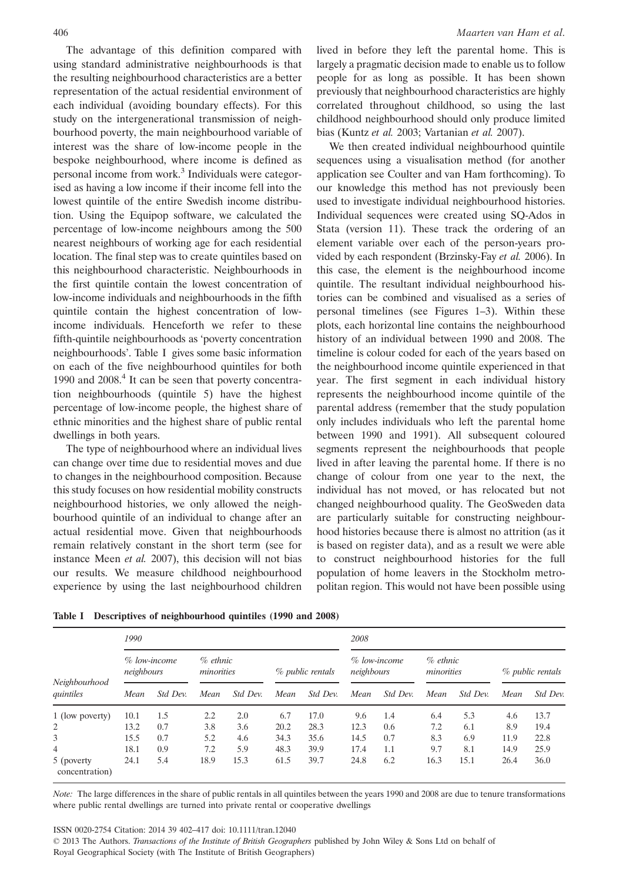The advantage of this definition compared with using standard administrative neighbourhoods is that the resulting neighbourhood characteristics are a better representation of the actual residential environment of each individual (avoiding boundary effects). For this study on the intergenerational transmission of neighbourhood poverty, the main neighbourhood variable of interest was the share of low-income people in the bespoke neighbourhood, where income is defined as personal income from work.[3] Individuals were categorised as having a low income if their income fell into the lowest quintile of the entire Swedish income distribution. Using the Equipop software, we calculated the percentage of low-income neighbours among the 500 nearest neighbours of working age for each residential location. The final step was to create quintiles based on this neighbourhood characteristic. Neighbourhoods in the first quintile contain the lowest concentration of low-income individuals and neighbourhoods in the fifth quintile contain the highest concentration of low-income individuals. Henceforth we refer to these fifth-quintile neighbourhoods as 'poverty concentration neighbourhoods'. Table I gives some basic information on each of the five neighbourhood quintiles for both 1990 and 2008.[4] It can be seen that poverty concentration neighbourhoods (quintile 5) have the highest percentage of low-income people, the highest share of ethnic minorities and the highest share of public rental dwellings in both years.

The type of neighbourhood where an individual lives can change over time due to residential moves and due to changes in the neighbourhood composition. Because this study focuses on how residential mobility constructs neighbourhood histories, we only allowed the neighbourhood quintile of an individual to change after an actual residential move. Given that neighbourhoods remain relatively constant in the short term (see for instance Meen *et al.* 2007), this decision will not bias our results. We measure childhood neighbourhood experience by using the last neighbourhood children lived in before they left the parental home. This is largely a pragmatic decision made to enable us to follow people for as long as possible. It has been shown previously that neighbourhood characteristics are highly correlated throughout childhood, so using the last childhood neighbourhood should only produce limited bias (Kuntz *et al.* 2003; Vartanian *et al.* 2007).

We then created individual neighbourhood quintile sequences using a visualisation method (for another application see Coulter and van Ham forthcoming). To our knowledge this method has not previously been used to investigate individual neighbourhood histories. Individual sequences were created using SQ-Ados in Stata (version 11). These track the ordering of an element variable over each of the person-years provided by each respondent (Brzinsky-Fay *et al.* 2006). In this case, the element is the neighbourhood income quintile. The resultant individual neighbourhood histories can be combined and visualised as a series of personal timelines (see Figures 1–3). Within these plots, each horizontal line contains the neighbourhood history of an individual between 1990 and 2008. The timeline is colour coded for each of the years based on the neighbourhood income quintile experienced in that year. The first segment in each individual history represents the neighbourhood income quintile of the parental address (remember that the study population only includes individuals who left the parental home between 1990 and 1991). All subsequent coloured segments represent the neighbourhoods that people lived in after leaving the parental home. If there is no change of colour from one year to the next, the individual has not moved, or has relocated but not changed neighbourhood quality. The GeoSweden data are particularly suitable for constructing neighbourhood histories because there is almost no attrition (as it is based on register data), and as a result we were able to construct neighbourhood histories for the full population of home leavers in the Stockholm metropolitan region. This would not have been possible using

**Table I Descriptives of neighbourhood quintiles (1990 and 2008)**

| | *1990* | | | | | | *2008* | | | | | |
|---|---|---|---|---|---|---|---|---|---|---|---|---|
| | *% low-income neighbours* | | *% ethnic minorities* | | *% public rentals* | | *% low-income neighbours* | | *% ethnic minorities* | | *% public rentals* | |
| *Neighbourhood quintiles* | *Mean* | *Std Dev.* | *Mean* | *Std Dev.* | *Mean* | *Std Dev.* | *Mean* | *Std Dev.* | *Mean* | *Std Dev.* | *Mean* | *Std Dev.* |
| 1 (low poverty) | 10.1 | 1.5 | 2.2 | 2.0 | 6.7 | 17.0 | 9.6 | 1.4 | 6.4 | 5.3 | 4.6 | 13.7 |
| 2 | 13.2 | 0.7 | 3.8 | 3.6 | 20.2 | 28.3 | 12.3 | 0.6 | 7.2 | 6.1 | 8.9 | 19.4 |
| 3 | 15.5 | 0.7 | 5.2 | 4.6 | 34.3 | 35.6 | 14.5 | 0.7 | 8.3 | 6.9 | 11.9 | 22.8 |
| 4 | 18.1 | 0.9 | 7.2 | 5.9 | 48.3 | 39.9 | 17.4 | 1.1 | 9.7 | 8.1 | 14.9 | 25.9 |
| 5 (poverty concentration) | 24.1 | 5.4 | 18.9 | 15.3 | 61.5 | 39.7 | 24.8 | 6.2 | 16.3 | 15.1 | 26.4 | 36.0 |

*Note:* The large differences in the share of public rentals in all quintiles between the years 1990 and 2008 are due to tenure transformations where public rental dwellings are turned into private rental or cooperative dwellings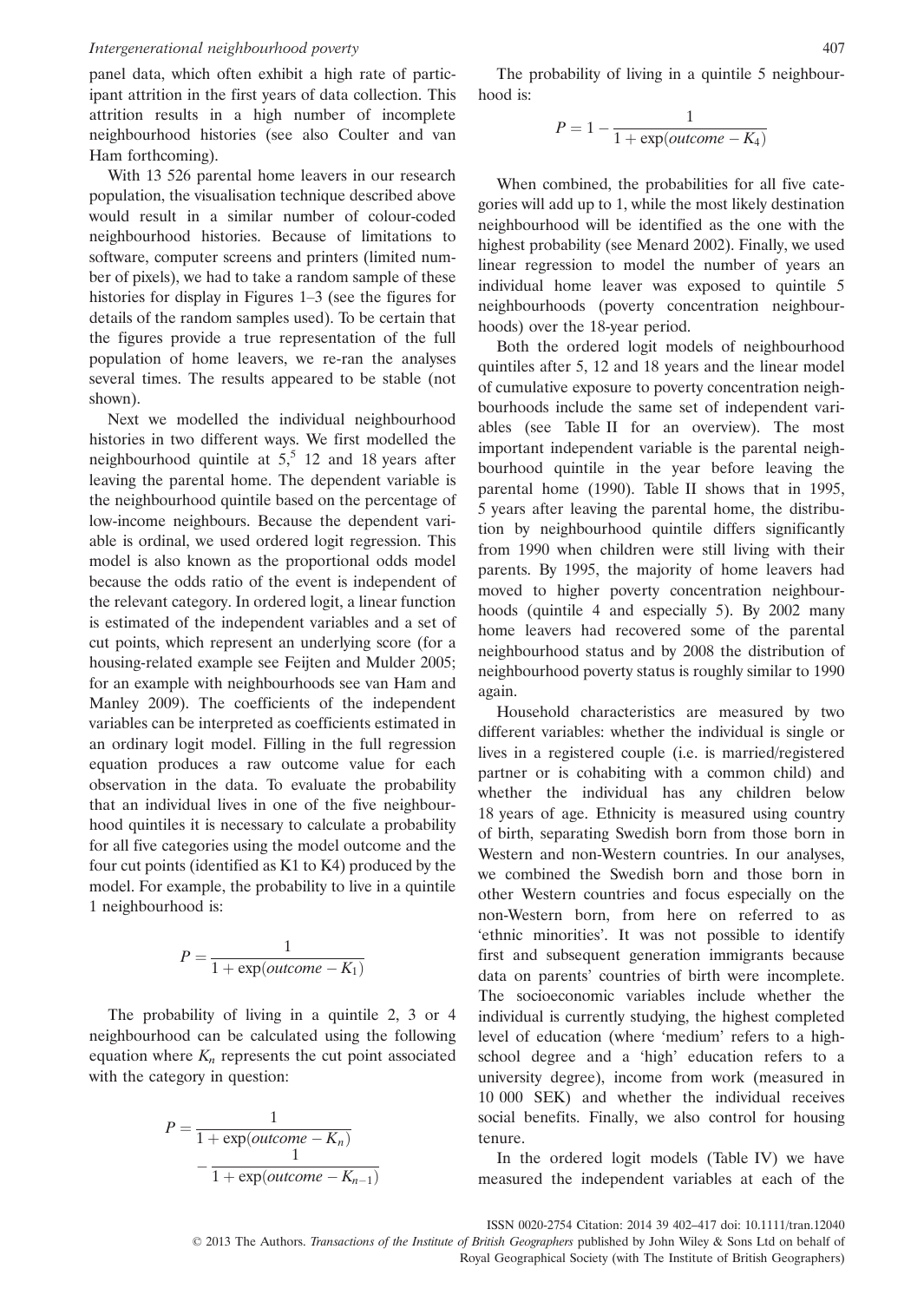panel data, which often exhibit a high rate of participant attrition in the first years of data collection. This attrition results in a high number of incomplete neighbourhood histories (see also Coulter and van Ham forthcoming).

With 13 526 parental home leavers in our research population, the visualisation technique described above would result in a similar number of colour-coded neighbourhood histories. Because of limitations to software, computer screens and printers (limited number of pixels), we had to take a random sample of these histories for display in Figures 1–3 (see the figures for details of the random samples used). To be certain that the figures provide a true representation of the full population of home leavers, we re-ran the analyses several times. The results appeared to be stable (not shown).

Next we modelled the individual neighbourhood histories in two different ways. We first modelled the neighbourhood quintile at 5,[5] 12 and 18 years after leaving the parental home. The dependent variable is the neighbourhood quintile based on the percentage of low-income neighbours. Because the dependent variable is ordinal, we used ordered logit regression. This model is also known as the proportional odds model because the odds ratio of the event is independent of the relevant category. In ordered logit, a linear function is estimated of the independent variables and a set of cut points, which represent an underlying score (for a housing-related example see Feijten and Mulder 2005; for an example with neighbourhoods see van Ham and Manley 2009). The coefficients of the independent variables can be interpreted as coefficients estimated in an ordinary logit model. Filling in the full regression equation produces a raw outcome value for each observation in the data. To evaluate the probability that an individual lives in one of the five neighbourhood quintiles it is necessary to calculate a probability for all five categories using the model outcome and the four cut points (identified as K1 to K4) produced by the model. For example, the probability to live in a quintile 1 neighbourhood is:

$$P = \frac{1}{1 + \exp(outcome - K_1)}$$

The probability of living in a quintile 2, 3 or 4 neighbourhood can be calculated using the following equation where $K_n$ represents the cut point associated with the category in question:

$$P = \frac{1}{1 + \exp(outcome - K_n)} - \frac{1}{1 + \exp(outcome - K_{n-1})}$$

The probability of living in a quintile 5 neighbourhood is:

$$P = 1 - \frac{1}{1 + \exp(outcome - K_4)}$$

When combined, the probabilities for all five categories will add up to 1, while the most likely destination neighbourhood will be identified as the one with the highest probability (see Menard 2002). Finally, we used linear regression to model the number of years an individual home leaver was exposed to quintile 5 neighbourhoods (poverty concentration neighbourhoods) over the 18-year period.

Both the ordered logit models of neighbourhood quintiles after 5, 12 and 18 years and the linear model of cumulative exposure to poverty concentration neighbourhoods include the same set of independent variables (see Table II for an overview). The most important independent variable is the parental neighbourhood quintile in the year before leaving the parental home (1990). Table II shows that in 1995, 5 years after leaving the parental home, the distribution by neighbourhood quintile differs significantly from 1990 when children were still living with their parents. By 1995, the majority of home leavers had moved to higher poverty concentration neighbourhoods (quintile 4 and especially 5). By 2002 many home leavers had recovered some of the parental neighbourhood status and by 2008 the distribution of neighbourhood poverty status is roughly similar to 1990 again.

Household characteristics are measured by two different variables: whether the individual is single or lives in a registered couple (i.e. is married/registered partner or is cohabiting with a common child) and whether the individual has any children below 18 years of age. Ethnicity is measured using country of birth, separating Swedish born from those born in Western and non-Western countries. In our analyses, we combined the Swedish born and those born in other Western countries and focus especially on the non-Western born, from here on referred to as 'ethnic minorities'. It was not possible to identify first and subsequent generation immigrants because data on parents' countries of birth were incomplete. The socioeconomic variables include whether the individual is currently studying, the highest completed level of education (where 'medium' refers to a high-school degree and a 'high' education refers to a university degree), income from work (measured in 10 000 SEK) and whether the individual receives social benefits. Finally, we also control for housing tenure.

In the ordered logit models (Table IV) we have measured the independent variables at each of the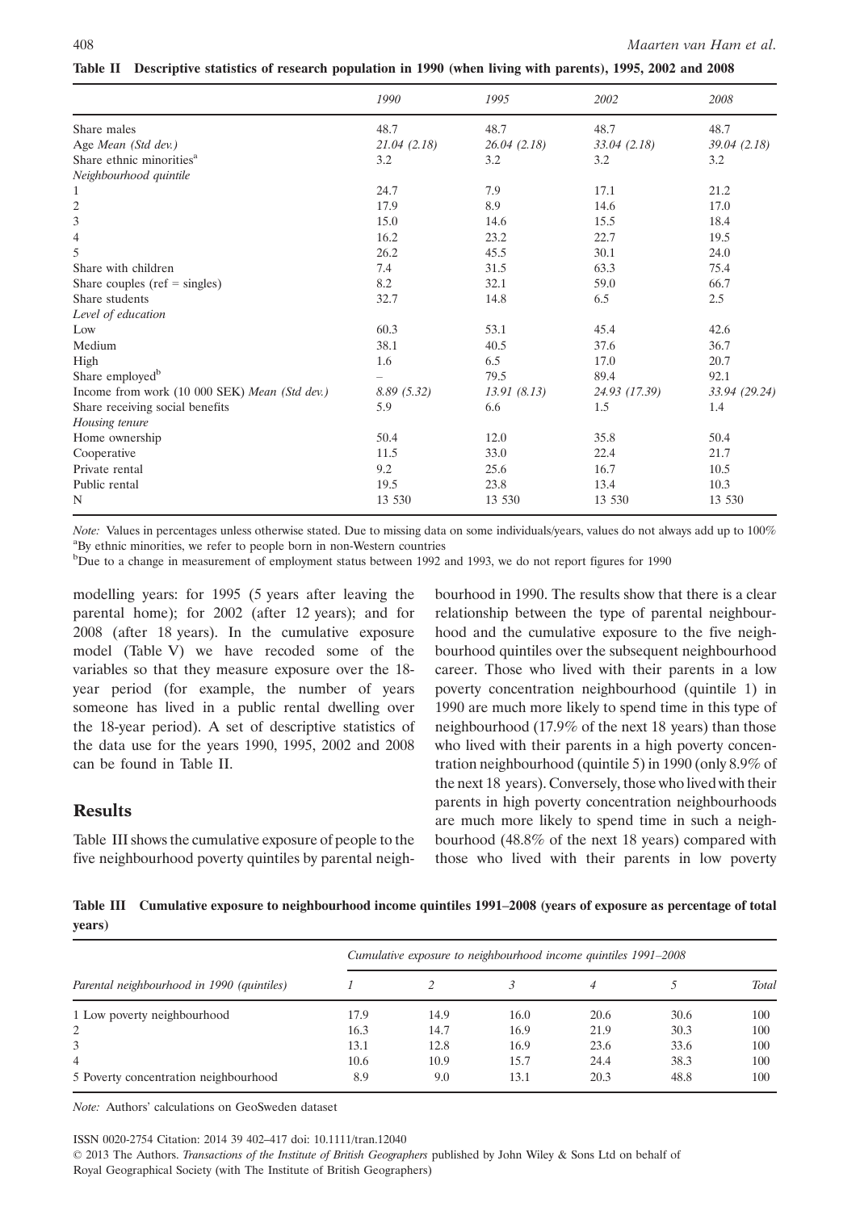**Table II Descriptive statistics of research population in 1990 (when living with parents), 1995, 2002 and 2008**

| | *1990* | *1995* | *2002* | *2008* |
|---|---|---|---|---|
| Share males | 48.7 | 48.7 | 48.7 | 48.7 |
| Age *Mean (Std dev.)* | *21.04 (2.18)* | *26.04 (2.18)* | *33.04 (2.18)* | *39.04 (2.18)* |
| Share ethnic minorities[a] | 3.2 | 3.2 | 3.2 | 3.2 |
| *Neighbourhood quintile* | | | | |
| 1 | 24.7 | 7.9 | 17.1 | 21.2 |
| 2 | 17.9 | 8.9 | 14.6 | 17.0 |
| 3 | 15.0 | 14.6 | 15.5 | 18.4 |
| 4 | 16.2 | 23.2 | 22.7 | 19.5 |
| 5 | 26.2 | 45.5 | 30.1 | 24.0 |
| Share with children | 7.4 | 31.5 | 63.3 | 75.4 |
| Share couples (ref = singles) | 8.2 | 32.1 | 59.0 | 66.7 |
| Share students | 32.7 | 14.8 | 6.5 | 2.5 |
| *Level of education* | | | | |
| Low | 60.3 | 53.1 | 45.4 | 42.6 |
| Medium | 38.1 | 40.5 | 37.6 | 36.7 |
| High | 1.6 | 6.5 | 17.0 | 20.7 |
| Share employed[b] | – | 79.5 | 89.4 | 92.1 |
| Income from work (10 000 SEK) *Mean (Std dev.)* | *8.89 (5.32)* | *13.91 (8.13)* | *24.93 (17.39)* | *33.94 (29.24)* |
| Share receiving social benefits | 5.9 | 6.6 | 1.5 | 1.4 |
| *Housing tenure* | | | | |
| Home ownership | 50.4 | 12.0 | 35.8 | 50.4 |
| Cooperative | 11.5 | 33.0 | 22.4 | 21.7 |
| Private rental | 9.2 | 25.6 | 16.7 | 10.5 |
| Public rental | 19.5 | 23.8 | 13.4 | 10.3 |
| N | 13 530 | 13 530 | 13 530 | 13 530 |

*Note:* Values in percentages unless otherwise stated. Due to missing data on some individuals/years, values do not always add up to 100%
[a]By ethnic minorities, we refer to people born in non-Western countries
[b]Due to a change in measurement of employment status between 1992 and 1993, we do not report figures for 1990

modelling years: for 1995 (5 years after leaving the parental home); for 2002 (after 12 years); and for 2008 (after 18 years). In the cumulative exposure model (Table V) we have recoded some of the variables so that they measure exposure over the 18-year period (for example, the number of years someone has lived in a public rental dwelling over the 18-year period). A set of descriptive statistics of the data use for the years 1990, 1995, 2002 and 2008 can be found in Table II.

## Results

Table III shows the cumulative exposure of people to the five neighbourhood poverty quintiles by parental neighbourhood in 1990. The results show that there is a clear relationship between the type of parental neighbourhood and the cumulative exposure to the five neighbourhood quintiles over the subsequent neighbourhood career. Those who lived with their parents in a low poverty concentration neighbourhood (quintile 1) in 1990 are much more likely to spend time in this type of neighbourhood (17.9% of the next 18 years) than those who lived with their parents in a high poverty concentration neighbourhood (quintile 5) in 1990 (only 8.9% of the next 18 years). Conversely, those who lived with their parents in high poverty concentration neighbourhoods are much more likely to spend time in such a neighbourhood (48.8% of the next 18 years) compared with those who lived with their parents in low poverty

**Table III Cumulative exposure to neighbourhood income quintiles 1991–2008 (years of exposure as percentage of total years)**

| | *Cumulative exposure to neighbourhood income quintiles 1991–2008* | | | | | |
|---|---|---|---|---|---|---|
| *Parental neighbourhood in 1990 (quintiles)* | *1* | *2* | *3* | *4* | *5* | *Total* |
| 1 Low poverty neighbourhood | 17.9 | 14.9 | 16.0 | 20.6 | 30.6 | 100 |
| 2 | 16.3 | 14.7 | 16.9 | 21.9 | 30.3 | 100 |
| 3 | 13.1 | 12.8 | 16.9 | 23.6 | 33.6 | 100 |
| 4 | 10.6 | 10.9 | 15.7 | 24.4 | 38.3 | 100 |
| 5 Poverty concentration neighbourhood | 8.9 | 9.0 | 13.1 | 20.3 | 48.8 | 100 |

*Note:* Authors' calculations on GeoSweden dataset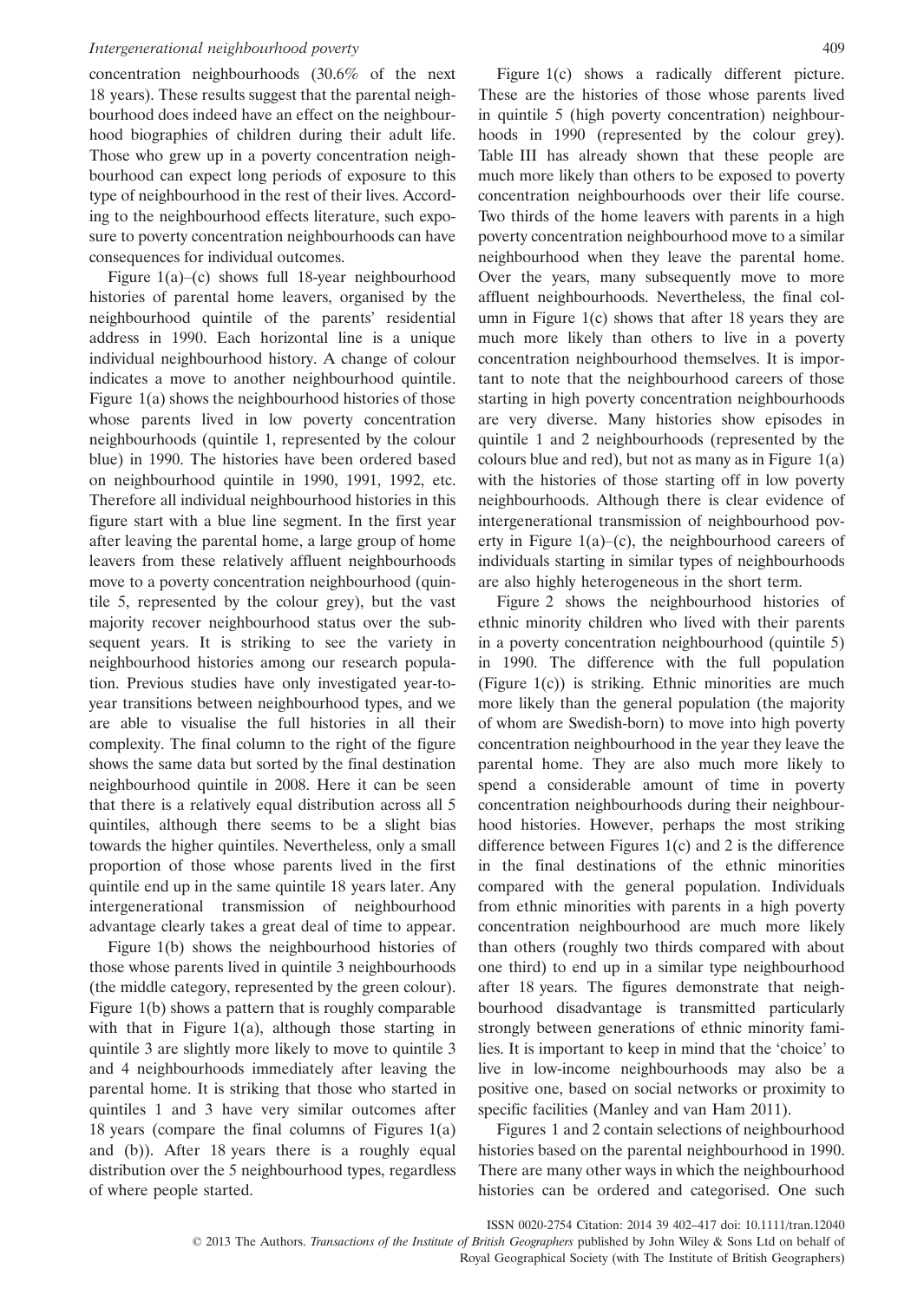concentration neighbourhoods (30.6% of the next 18 years). These results suggest that the parental neighbourhood does indeed have an effect on the neighbourhood biographies of children during their adult life. Those who grew up in a poverty concentration neighbourhood can expect long periods of exposure to this type of neighbourhood in the rest of their lives. According to the neighbourhood effects literature, such exposure to poverty concentration neighbourhoods can have consequences for individual outcomes.

Figure 1(a)–(c) shows full 18-year neighbourhood histories of parental home leavers, organised by the neighbourhood quintile of the parents' residential address in 1990. Each horizontal line is a unique individual neighbourhood history. A change of colour indicates a move to another neighbourhood quintile. Figure 1(a) shows the neighbourhood histories of those whose parents lived in low poverty concentration neighbourhoods (quintile 1, represented by the colour blue) in 1990. The histories have been ordered based on neighbourhood quintile in 1990, 1991, 1992, etc. Therefore all individual neighbourhood histories in this figure start with a blue line segment. In the first year after leaving the parental home, a large group of home leavers from these relatively affluent neighbourhoods move to a poverty concentration neighbourhood (quintile 5, represented by the colour grey), but the vast majority recover neighbourhood status over the subsequent years. It is striking to see the variety in neighbourhood histories among our research population. Previous studies have only investigated year-to-year transitions between neighbourhood types, and we are able to visualise the full histories in all their complexity. The final column to the right of the figure shows the same data but sorted by the final destination neighbourhood quintile in 2008. Here it can be seen that there is a relatively equal distribution across all 5 quintiles, although there seems to be a slight bias towards the higher quintiles. Nevertheless, only a small proportion of those whose parents lived in the first quintile end up in the same quintile 18 years later. Any intergenerational transmission of neighbourhood advantage clearly takes a great deal of time to appear.

Figure 1(b) shows the neighbourhood histories of those whose parents lived in quintile 3 neighbourhoods (the middle category, represented by the green colour). Figure 1(b) shows a pattern that is roughly comparable with that in Figure 1(a), although those starting in quintile 3 are slightly more likely to move to quintile 3 and 4 neighbourhoods immediately after leaving the parental home. It is striking that those who started in quintiles 1 and 3 have very similar outcomes after 18 years (compare the final columns of Figures 1(a) and (b)). After 18 years there is a roughly equal distribution over the 5 neighbourhood types, regardless of where people started.

Figure 1(c) shows a radically different picture. These are the histories of those whose parents lived in quintile 5 (high poverty concentration) neighbourhoods in 1990 (represented by the colour grey). Table III has already shown that these people are much more likely than others to be exposed to poverty concentration neighbourhoods over their life course. Two thirds of the home leavers with parents in a high poverty concentration neighbourhood move to a similar neighbourhood when they leave the parental home. Over the years, many subsequently move to more affluent neighbourhoods. Nevertheless, the final column in Figure 1(c) shows that after 18 years they are much more likely than others to live in a poverty concentration neighbourhood themselves. It is important to note that the neighbourhood careers of those starting in high poverty concentration neighbourhoods are very diverse. Many histories show episodes in quintile 1 and 2 neighbourhoods (represented by the colours blue and red), but not as many as in Figure 1(a) with the histories of those starting off in low poverty neighbourhoods. Although there is clear evidence of intergenerational transmission of neighbourhood poverty in Figure 1(a)–(c), the neighbourhood careers of individuals starting in similar types of neighbourhoods are also highly heterogeneous in the short term.

Figure 2 shows the neighbourhood histories of ethnic minority children who lived with their parents in a poverty concentration neighbourhood (quintile 5) in 1990. The difference with the full population (Figure 1(c)) is striking. Ethnic minorities are much more likely than the general population (the majority of whom are Swedish-born) to move into high poverty concentration neighbourhood in the year they leave the parental home. They are also much more likely to spend a considerable amount of time in poverty concentration neighbourhoods during their neighbourhood histories. However, perhaps the most striking difference between Figures 1(c) and 2 is the difference in the final destinations of the ethnic minorities compared with the general population. Individuals from ethnic minorities with parents in a high poverty concentration neighbourhood are much more likely than others (roughly two thirds compared with about one third) to end up in a similar type neighbourhood after 18 years. The figures demonstrate that neighbourhood disadvantage is transmitted particularly strongly between generations of ethnic minority families. It is important to keep in mind that the 'choice' to live in low-income neighbourhoods may also be a positive one, based on social networks or proximity to specific facilities (Manley and van Ham 2011).

Figures 1 and 2 contain selections of neighbourhood histories based on the parental neighbourhood in 1990. There are many other ways in which the neighbourhood histories can be ordered and categorised. One such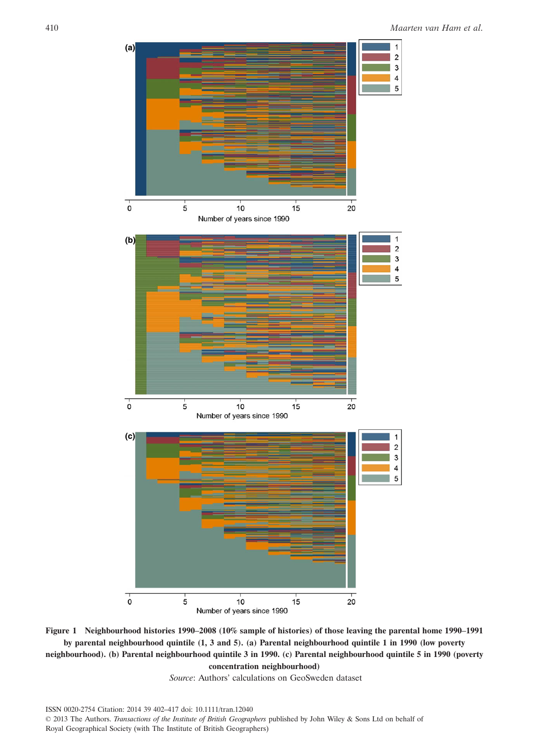**Figure 1 Neighbourhood histories 1990–2008 (10% sample of histories) of those leaving the parental home 1990–1991 by parental neighbourhood quintile (1, 3 and 5). (a) Parental neighbourhood quintile 1 in 1990 (low poverty neighbourhood). (b) Parental neighbourhood quintile 3 in 1990. (c) Parental neighbourhood quintile 5 in 1990 (poverty concentration neighbourhood)**

*Source*: Authors' calculations on GeoSweden dataset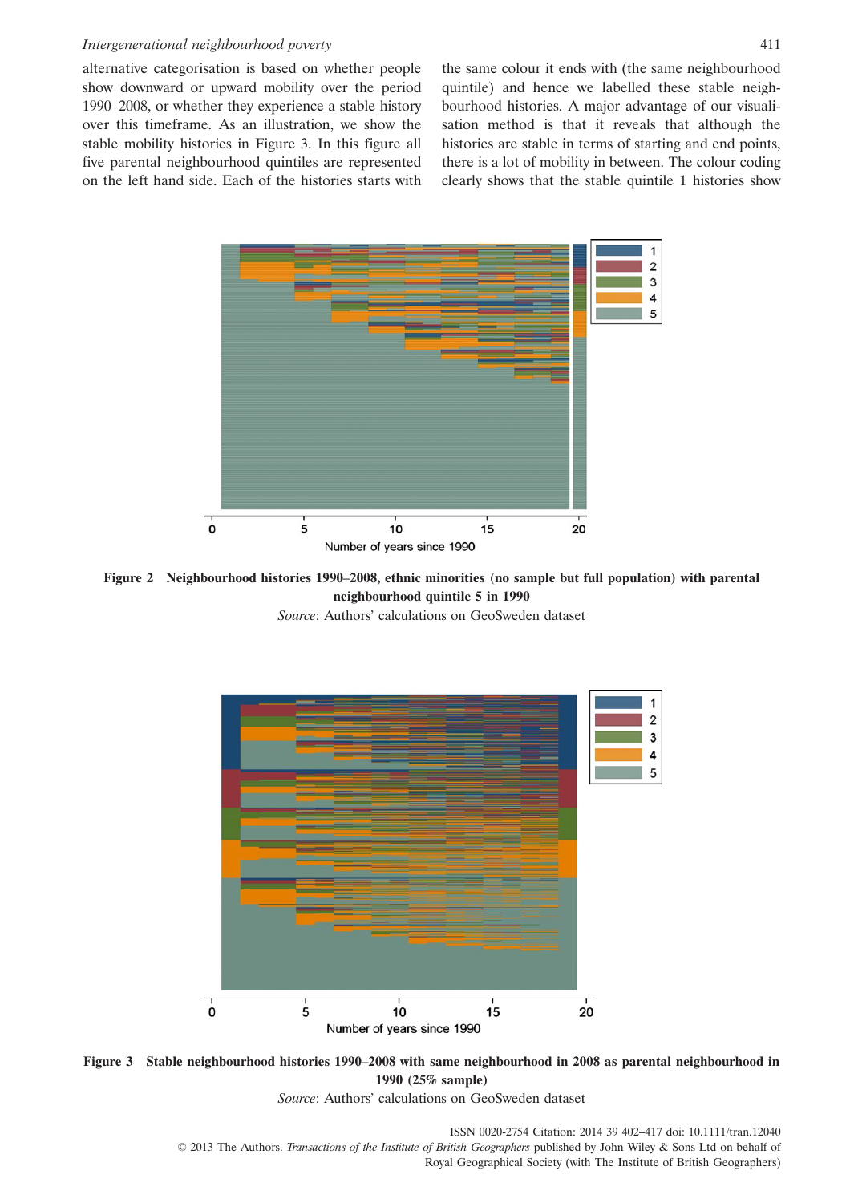alternative categorisation is based on whether people show downward or upward mobility over the period 1990–2008, or whether they experience a stable history over this timeframe. As an illustration, we show the stable mobility histories in Figure 3. In this figure all five parental neighbourhood quintiles are represented on the left hand side. Each of the histories starts with the same colour it ends with (the same neighbourhood quintile) and hence we labelled these stable neighbourhood histories. A major advantage of our visualisation method is that it reveals that although the histories are stable in terms of starting and end points, there is a lot of mobility in between. The colour coding clearly shows that the stable quintile 1 histories show

**Figure 2 Neighbourhood histories 1990–2008, ethnic minorities (no sample but full population) with parental neighbourhood quintile 5 in 1990**

*Source*: Authors' calculations on GeoSweden dataset

**Figure 3 Stable neighbourhood histories 1990–2008 with same neighbourhood in 2008 as parental neighbourhood in 1990 (25% sample)**

*Source*: Authors' calculations on GeoSweden dataset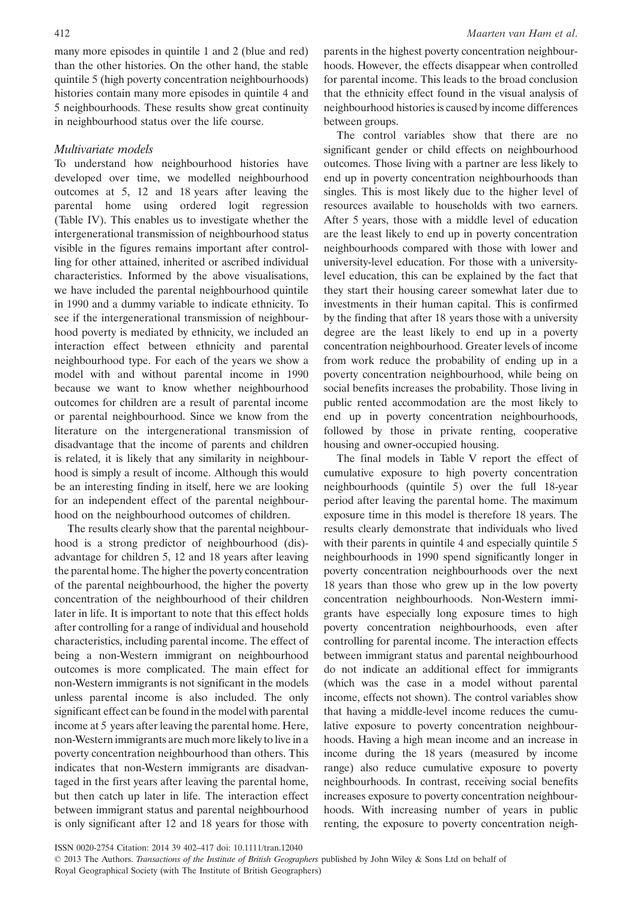many more episodes in quintile 1 and 2 (blue and red) than the other histories. On the other hand, the stable quintile 5 (high poverty concentration neighbourhoods) histories contain many more episodes in quintile 4 and 5 neighbourhoods. These results show great continuity in neighbourhood status over the life course.

### *Multivariate models*

To understand how neighbourhood histories have developed over time, we modelled neighbourhood outcomes at 5, 12 and 18 years after leaving the parental home using ordered logit regression (Table IV). This enables us to investigate whether the intergenerational transmission of neighbourhood status visible in the figures remains important after controlling for other attained, inherited or ascribed individual characteristics. Informed by the above visualisations, we have included the parental neighbourhood quintile in 1990 and a dummy variable to indicate ethnicity. To see if the intergenerational transmission of neighbourhood poverty is mediated by ethnicity, we included an interaction effect between ethnicity and parental neighbourhood type. For each of the years we show a model with and without parental income in 1990 because we want to know whether neighbourhood outcomes for children are a result of parental income or parental neighbourhood. Since we know from the literature on the intergenerational transmission of disadvantage that the income of parents and children is related, it is likely that any similarity in neighbourhood is simply a result of income. Although this would be an interesting finding in itself, here we are looking for an independent effect of the parental neighbourhood on the neighbourhood outcomes of children.

The results clearly show that the parental neighbourhood is a strong predictor of neighbourhood (dis)-advantage for children 5, 12 and 18 years after leaving the parental home. The higher the poverty concentration of the parental neighbourhood, the higher the poverty concentration of the neighbourhood of their children later in life. It is important to note that this effect holds after controlling for a range of individual and household characteristics, including parental income. The effect of being a non-Western immigrant on neighbourhood outcomes is more complicated. The main effect for non-Western immigrants is not significant in the models unless parental income is also included. The only significant effect can be found in the model with parental income at 5 years after leaving the parental home. Here, non-Western immigrants are much more likely to live in a poverty concentration neighbourhood than others. This indicates that non-Western immigrants are disadvantaged in the first years after leaving the parental home, but then catch up later in life. The interaction effect between immigrant status and parental neighbourhood is only significant after 12 and 18 years for those with parents in the highest poverty concentration neighbourhoods. However, the effects disappear when controlled for parental income. This leads to the broad conclusion that the ethnicity effect found in the visual analysis of neighbourhood histories is caused by income differences between groups.

The control variables show that there are no significant gender or child effects on neighbourhood outcomes. Those living with a partner are less likely to end up in poverty concentration neighbourhoods than singles. This is most likely due to the higher level of resources available to households with two earners. After 5 years, those with a middle level of education are the least likely to end up in poverty concentration neighbourhoods compared with those with lower and university-level education. For those with a university-level education, this can be explained by the fact that they start their housing career somewhat later due to investments in their human capital. This is confirmed by the finding that after 18 years those with a university degree are the least likely to end up in a poverty concentration neighbourhood. Greater levels of income from work reduce the probability of ending up in a poverty concentration neighbourhood, while being on social benefits increases the probability. Those living in public rented accommodation are the most likely to end up in poverty concentration neighbourhoods, followed by those in private renting, cooperative housing and owner-occupied housing.

The final models in Table V report the effect of cumulative exposure to high poverty concentration neighbourhoods (quintile 5) over the full 18-year period after leaving the parental home. The maximum exposure time in this model is therefore 18 years. The results clearly demonstrate that individuals who lived with their parents in quintile 4 and especially quintile 5 neighbourhoods in 1990 spend significantly longer in poverty concentration neighbourhoods over the next 18 years than those who grew up in the low poverty concentration neighbourhoods. Non-Western immigrants have especially long exposure times to high poverty concentration neighbourhoods, even after controlling for parental income. The interaction effects between immigrant status and parental neighbourhood do not indicate an additional effect for immigrants (which was the case in a model without parental income, effects not shown). The control variables show that having a middle-level income reduces the cumulative exposure to poverty concentration neighbourhoods. Having a high mean income and an increase in income during the 18 years (measured by income range) also reduce cumulative exposure to poverty neighbourhoods. In contrast, receiving social benefits increases exposure to poverty concentration neighbourhoods. With increasing number of years in public renting, the exposure to poverty concentration neigh-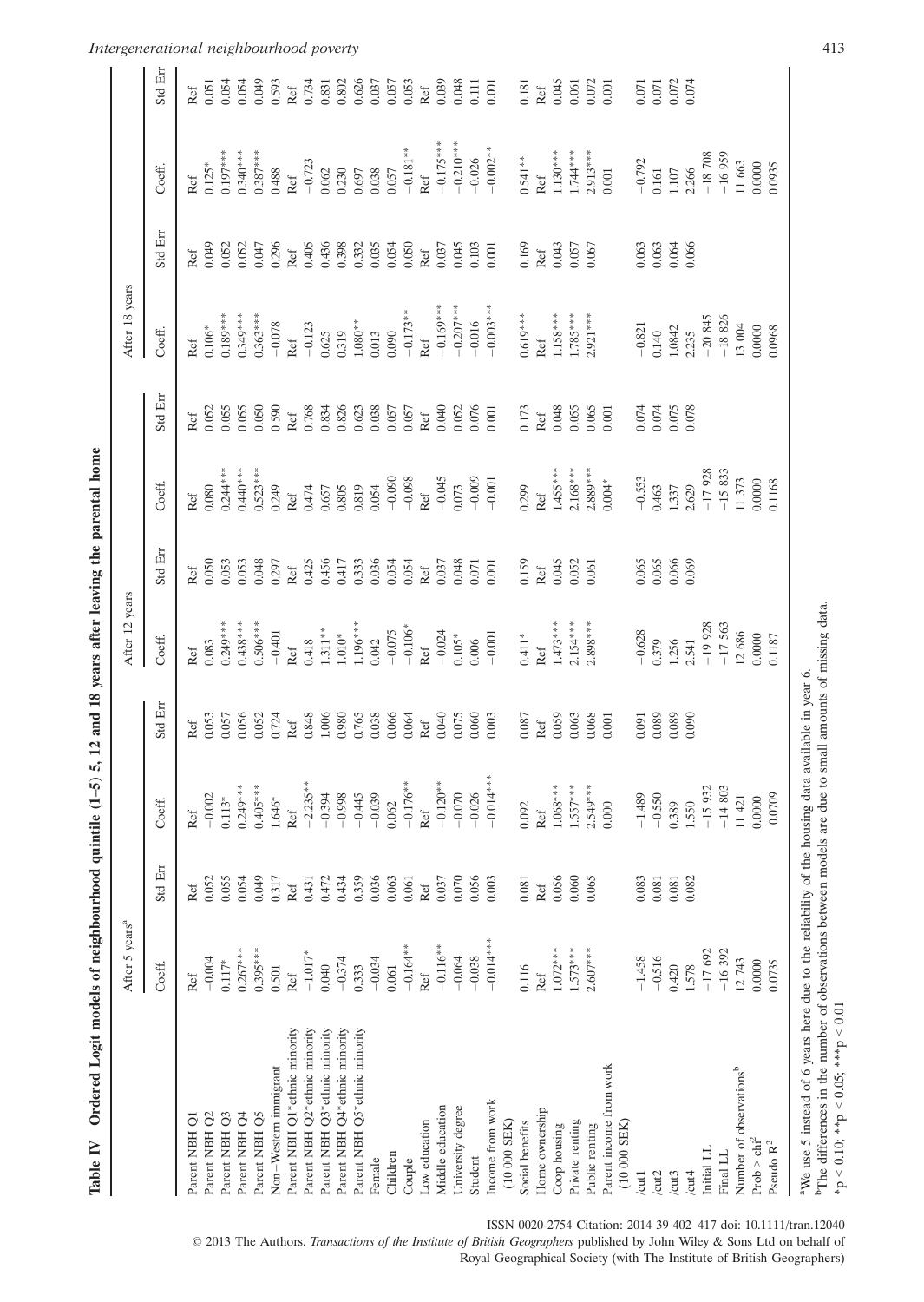**Table IV Ordered Logit models of neighbourhood quintile (1–5) 5, 12 and 18 years after leaving the parental home**

| | After 5 years[a] | | | | After 12 years | | | | After 18 years | | | |
|---|---|---|---|---|---|---|---|---|---|---|---|---|
| | Coeff. | Std Err | Coeff. | Std Err | Coeff. | Std Err | Coeff. | Std Err | Coeff. | Std Err | Coeff. | Std Err |
| Parent NBH Q1 | Ref | Ref | Ref | Ref | Ref | Ref | Ref | Ref | Ref | Ref | Ref | Ref |
| Parent NBH Q2 | −0.004 | 0.052 | −0.002 | 0.053 | 0.083 | 0.050 | 0.080 | 0.052 | 0.106* | 0.049 | 0.125* | 0.051 |
| Parent NBH Q3 | 0.117* | 0.055 | 0.113* | 0.057 | 0.249*** | 0.053 | 0.244*** | 0.055 | 0.189*** | 0.052 | 0.197*** | 0.054 |
| Parent NBH Q4 | 0.267*** | 0.054 | 0.249*** | 0.056 | 0.438*** | 0.053 | 0.440*** | 0.055 | 0.349*** | 0.052 | 0.340*** | 0.054 |
| Parent NBH Q5 | 0.395*** | 0.049 | 0.405*** | 0.052 | 0.506*** | 0.048 | 0.523*** | 0.050 | 0.363*** | 0.047 | 0.387*** | 0.049 |
| Non−Western immigrant | 0.501 | 0.317 | 1.646* | 0.724 | −0.401 | 0.297 | 0.249 | 0.590 | −0.078 | 0.296 | 0.488 | 0.593 |
| Parent NBH Q1*ethnic minority | Ref | Ref | Ref | Ref | Ref | Ref | Ref | Ref | Ref | Ref | Ref | Ref |
| Parent NBH Q2*ethnic minority | −1.017* | 0.431 | −2.235** | 0.848 | 0.418 | 0.425 | 0.474 | 0.768 | −0.123 | 0.405 | −0.723 | 0.734 |
| Parent NBH Q3*ethnic minority | 0.040 | 0.472 | −0.394 | 1.006 | 1.311** | 0.456 | 0.657 | 0.834 | 0.625 | 0.436 | 0.062 | 0.831 |
| Parent NBH Q4*ethnic minority | −0.374 | 0.434 | −0.998 | 0.980 | 1.010* | 0.417 | 0.805 | 0.826 | 0.319 | 0.398 | 0.230 | 0.802 |
| Parent NBH Q5*ethnic minority | 0.333 | 0.359 | −0.445 | 0.765 | 1.196*** | 0.333 | 0.819 | 0.623 | 1.080** | 0.332 | 0.697 | 0.626 |
| Female | −0.034 | 0.036 | −0.039 | 0.038 | 0.042 | 0.036 | 0.054 | 0.038 | 0.013 | 0.035 | 0.038 | 0.037 |
| Children | 0.061 | 0.063 | 0.062 | 0.066 | −0.075 | 0.054 | −0.090 | 0.057 | 0.090 | 0.054 | 0.057 | 0.057 |
| Couple | −0.164** | 0.061 | −0.176** | 0.064 | −0.106* | 0.054 | −0.098 | 0.057 | −0.173** | 0.050 | −0.181** | 0.053 |
| Low education | Ref | Ref | Ref | Ref | Ref | Ref | Ref | Ref | Ref | Ref | Ref | Ref |
| Middle education | −0.116** | 0.037 | −0.120** | 0.040 | −0.024 | 0.037 | −0.045 | 0.040 | −0.169*** | 0.037 | −0.175*** | 0.039 |
| University degree | −0.064 | 0.070 | −0.070 | 0.075 | 0.105* | 0.048 | 0.073 | 0.052 | −0.207*** | 0.045 | −0.210*** | 0.048 |
| Student | −0.038 | 0.056 | −0.026 | 0.060 | 0.006 | 0.071 | −0.009 | 0.076 | −0.016 | 0.103 | −0.026 | 0.111 |
| Income from work (10 000 SEK) | −0.014*** | 0.003 | −0.014*** | 0.003 | −0.001 | 0.001 | −0.001 | 0.001 | −0.003*** | 0.001 | −0.002** | 0.001 |
| Social benefits | 0.116 | 0.081 | 0.092 | 0.087 | 0.411* | 0.159 | 0.299 | 0.173 | 0.619*** | 0.169 | 0.541** | 0.181 |
| Home ownership | Ref | Ref | Ref | Ref | Ref | Ref | Ref | Ref | Ref | Ref | Ref | Ref |
| Coop housing | 1.072*** | 0.056 | 1.068*** | 0.059 | 1.473*** | 0.045 | 1.455*** | 0.048 | 1.158*** | 0.043 | 1.130*** | 0.045 |
| Private renting | 1.573*** | 0.060 | 1.557*** | 0.063 | 2.154*** | 0.052 | 2.168*** | 0.055 | 1.785*** | 0.057 | 1.744*** | 0.061 |
| Public renting | 2.607*** | 0.065 | 2.549*** | 0.068 | 2.898*** | 0.061 | 2.889*** | 0.065 | 2.921*** | 0.067 | 2.913*** | 0.072 |
| Parent income from work (10 000 SEK) | | | 0.000 | 0.001 | | | 0.004* | 0.001 | | | 0.001 | 0.001 |
| /cut1 | −1.458 | 0.083 | −1.489 | 0.091 | −0.628 | 0.065 | −0.553 | 0.074 | −0.821 | 0.063 | −0.792 | 0.071 |
| /cut2 | −0.516 | 0.081 | −0.550 | 0.089 | 0.379 | 0.065 | 0.463 | 0.074 | 0.140 | 0.063 | 0.161 | 0.071 |
| /cut3 | 0.420 | 0.081 | 0.389 | 0.089 | 1.256 | 0.066 | 1.337 | 0.075 | 1.0842 | 0.064 | 1.107 | 0.072 |
| /cut4 | 1.578 | 0.082 | 1.550 | 0.090 | 2.541 | 0.069 | 2.629 | 0.078 | 2.235 | 0.066 | 2.266 | 0.074 |
| Initial LL | −17 692 | | −15 932 | | −19 928 | | −17 928 | | −20 845 | | −18 708 | |
| Final LL | −16 392 | | −14 803 | | −17 563 | | −15 833 | | −18 826 | | −16 959 | |
| Number of observations[b] | 12 743 | | 11 421 | | 12 686 | | 11 373 | | 13 004 | | 11 663 | |
| Prob > chi[2] | 0.0000 | | 0.0000 | | 0.0000 | | 0.0000 | | 0.0000 | | 0.0000 | |
| Pseudo $R^2$ | 0.0735 | | 0.0709 | | 0.1187 | | 0.1168 | | 0.0968 | | 0.0935 | |

[a]We use 5 instead of 6 years here due to the reliability of the housing data available in year 6.
[b]The differences in the number of observations between models are due to small amounts of missing data.
*p < 0.10; **p < 0.05; ***p < 0.01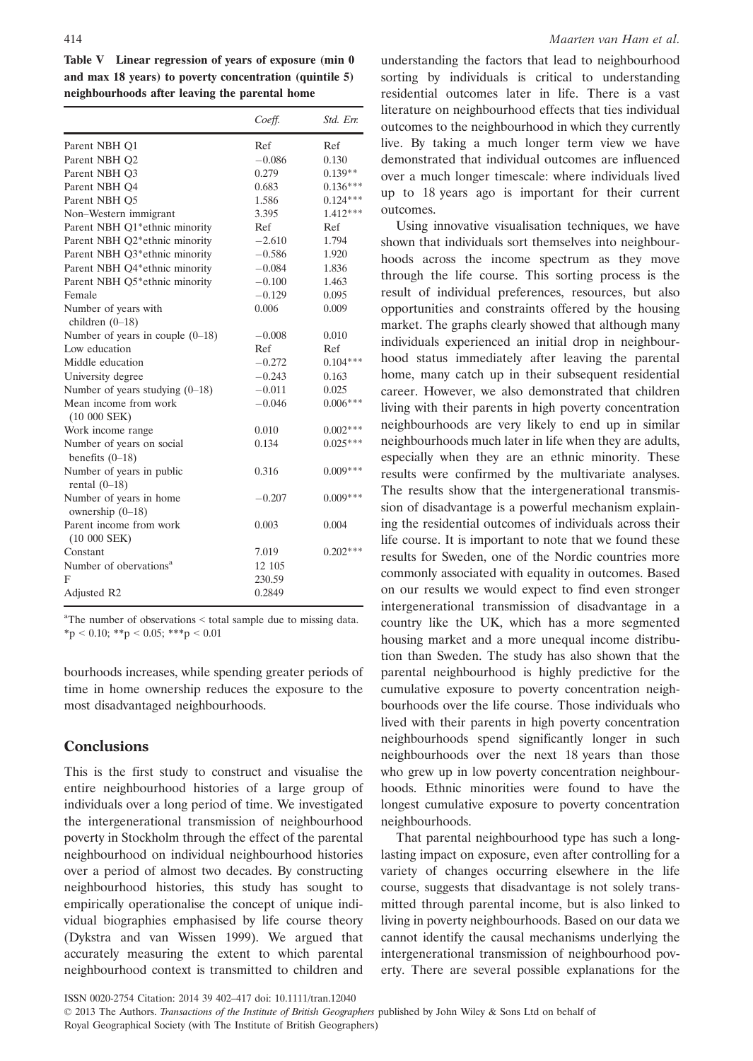**Table V Linear regression of years of exposure (min 0 and max 18 years) to poverty concentration (quintile 5) neighbourhoods after leaving the parental home**

| | Coeff. | Std. Err. |
|---|---|---|
| Parent NBH Q1 | Ref | Ref |
| Parent NBH Q2 | −0.086 | 0.130 |
| Parent NBH Q3 | 0.279 | 0.139** |
| Parent NBH Q4 | 0.683 | 0.136*** |
| Parent NBH Q5 | 1.586 | 0.124*** |
| Non–Western immigrant | 3.395 | 1.412*** |
| Parent NBH Q1*ethnic minority | Ref | Ref |
| Parent NBH Q2*ethnic minority | −2.610 | 1.794 |
| Parent NBH Q3*ethnic minority | −0.586 | 1.920 |
| Parent NBH Q4*ethnic minority | −0.084 | 1.836 |
| Parent NBH Q5*ethnic minority | −0.100 | 1.463 |
| Female | −0.129 | 0.095 |
| Number of years with children (0–18) | 0.006 | 0.009 |
| Number of years in couple (0–18) | −0.008 | 0.010 |
| Low education | Ref | Ref |
| Middle education | −0.272 | 0.104*** |
| University degree | −0.243 | 0.163 |
| Number of years studying (0–18) | −0.011 | 0.025 |
| Mean income from work (10 000 SEK) | −0.046 | 0.006*** |
| Work income range | 0.010 | 0.002*** |
| Number of years on social benefits (0–18) | 0.134 | 0.025*** |
| Number of years in public rental (0–18) | 0.316 | 0.009*** |
| Number of years in home ownership (0–18) | −0.207 | 0.009*** |
| Parent income from work (10 000 SEK) | 0.003 | 0.004 |
| Constant | 7.019 | 0.202*** |
| Number of observations[a] | 12 105 | |
| F | 230.59 | |
| Adjusted R2 | 0.2849 | |

[a]The number of observations < total sample due to missing data.
*p < 0.10; **p < 0.05; ***p < 0.01

bourhoods increases, while spending greater periods of time in home ownership reduces the exposure to the most disadvantaged neighbourhoods.

## Conclusions

This is the first study to construct and visualise the entire neighbourhood histories of a large group of individuals over a long period of time. We investigated the intergenerational transmission of neighbourhood poverty in Stockholm through the effect of the parental neighbourhood on individual neighbourhood histories over a period of almost two decades. By constructing neighbourhood histories, this study has sought to empirically operationalise the concept of unique individual biographies emphasised by life course theory (Dykstra and van Wissen 1999). We argued that accurately measuring the extent to which parental neighbourhood context is transmitted to children and understanding the factors that lead to neighbourhood sorting by individuals is critical to understanding residential outcomes later in life. There is a vast literature on neighbourhood effects that ties individual outcomes to the neighbourhood in which they currently live. By taking a much longer term view we have demonstrated that individual outcomes are influenced over a much longer timescale: where individuals lived up to 18 years ago is important for their current outcomes.

Using innovative visualisation techniques, we have shown that individuals sort themselves into neighbourhoods across the income spectrum as they move through the life course. This sorting process is the result of individual preferences, resources, but also opportunities and constraints offered by the housing market. The graphs clearly showed that although many individuals experienced an initial drop in neighbourhood status immediately after leaving the parental home, many catch up in their subsequent residential career. However, we also demonstrated that children living with their parents in high poverty concentration neighbourhoods are very likely to end up in similar neighbourhoods much later in life when they are adults, especially when they are an ethnic minority. These results were confirmed by the multivariate analyses. The results show that the intergenerational transmission of disadvantage is a powerful mechanism explaining the residential outcomes of individuals across their life course. It is important to note that we found these results for Sweden, one of the Nordic countries more commonly associated with equality in outcomes. Based on our results we would expect to find even stronger intergenerational transmission of disadvantage in a country like the UK, which has a more segmented housing market and a more unequal income distribution than Sweden. The study has also shown that the parental neighbourhood is highly predictive for the cumulative exposure to poverty concentration neighbourhoods over the life course. Those individuals who lived with their parents in high poverty concentration neighbourhoods spend significantly longer in such neighbourhoods over the next 18 years than those who grew up in low poverty concentration neighbourhoods. Ethnic minorities were found to have the longest cumulative exposure to poverty concentration neighbourhoods.

That parental neighbourhood type has such a long-lasting impact on exposure, even after controlling for a variety of changes occurring elsewhere in the life course, suggests that disadvantage is not solely transmitted through parental income, but is also linked to living in poverty neighbourhoods. Based on our data we cannot identify the causal mechanisms underlying the intergenerational transmission of neighbourhood poverty. There are several possible explanations for the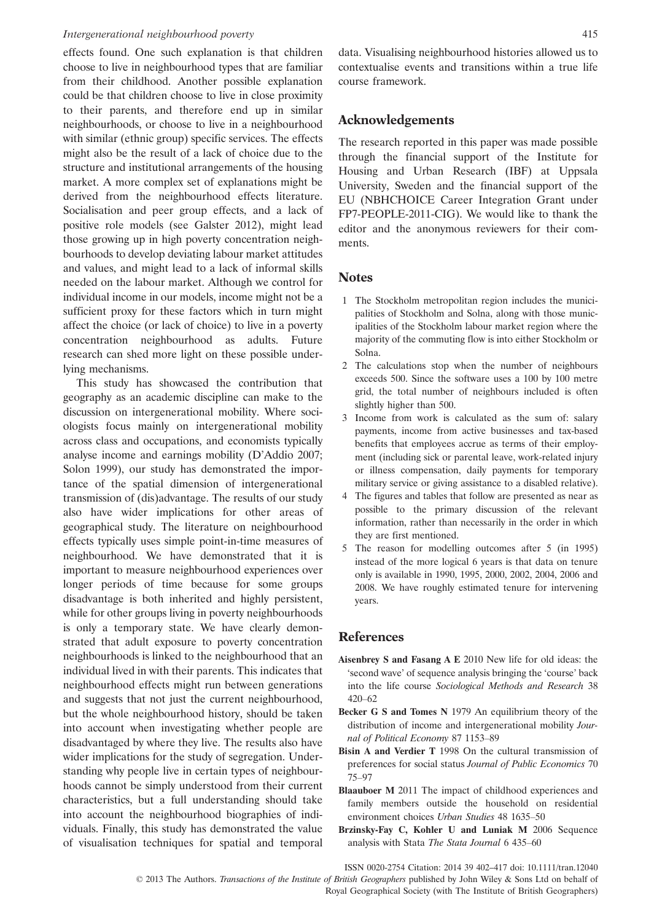effects found. One such explanation is that children choose to live in neighbourhood types that are familiar from their childhood. Another possible explanation could be that children choose to live in close proximity to their parents, and therefore end up in similar neighbourhoods, or choose to live in a neighbourhood with similar (ethnic group) specific services. The effects might also be the result of a lack of choice due to the structure and institutional arrangements of the housing market. A more complex set of explanations might be derived from the neighbourhood effects literature. Socialisation and peer group effects, and a lack of positive role models (see Galster 2012), might lead those growing up in high poverty concentration neighbourhoods to develop deviating labour market attitudes and values, and might lead to a lack of informal skills needed on the labour market. Although we control for individual income in our models, income might not be a sufficient proxy for these factors which in turn might affect the choice (or lack of choice) to live in a poverty concentration neighbourhood as adults. Future research can shed more light on these possible underlying mechanisms.

This study has showcased the contribution that geography as an academic discipline can make to the discussion on intergenerational mobility. Where sociologists focus mainly on intergenerational mobility across class and occupations, and economists typically analyse income and earnings mobility (D'Addio 2007; Solon 1999), our study has demonstrated the importance of the spatial dimension of intergenerational transmission of (dis)advantage. The results of our study also have wider implications for other areas of geographical study. The literature on neighbourhood effects typically uses simple point-in-time measures of neighbourhood. We have demonstrated that it is important to measure neighbourhood experiences over longer periods of time because for some groups disadvantage is both inherited and highly persistent, while for other groups living in poverty neighbourhoods is only a temporary state. We have clearly demonstrated that adult exposure to poverty concentration neighbourhoods is linked to the neighbourhood that an individual lived in with their parents. This indicates that neighbourhood effects might run between generations and suggests that not just the current neighbourhood, but the whole neighbourhood history, should be taken into account when investigating whether people are disadvantaged by where they live. The results also have wider implications for the study of segregation. Understanding why people live in certain types of neighbourhoods cannot be simply understood from their current characteristics, but a full understanding should take into account the neighbourhood biographies of individuals. Finally, this study has demonstrated the value of visualisation techniques for spatial and temporal data. Visualising neighbourhood histories allowed us to contextualise events and transitions within a true life course framework.

## Acknowledgements

The research reported in this paper was made possible through the financial support of the Institute for Housing and Urban Research (IBF) at Uppsala University, Sweden and the financial support of the EU (NBHCHOICE Career Integration Grant under FP7-PEOPLE-2011-CIG). We would like to thank the editor and the anonymous reviewers for their comments.

## Notes

1. The Stockholm metropolitan region includes the municipalities of Stockholm and Solna, along with those municipalities of the Stockholm labour market region where the majority of the commuting flow is into either Stockholm or Solna.
2. The calculations stop when the number of neighbours exceeds 500. Since the software uses a 100 by 100 metre grid, the total number of neighbours included is often slightly higher than 500.
3. Income from work is calculated as the sum of: salary payments, income from active businesses and tax-based benefits that employees accrue as terms of their employment (including sick or parental leave, work-related injury or illness compensation, daily payments for temporary military service or giving assistance to a disabled relative).
4. The figures and tables that follow are presented as near as possible to the primary discussion of the relevant information, rather than necessarily in the order in which they are first mentioned.
5. The reason for modelling outcomes after 5 (in 1995) instead of the more logical 6 years is that data on tenure only is available in 1990, 1995, 2000, 2002, 2004, 2006 and 2008. We have roughly estimated tenure for intervening years.

## References

**Aisenbrey S and Fasang A E** 2010 New life for old ideas: the 'second wave' of sequence analysis bringing the 'course' back into the life course *Sociological Methods and Research* 38 420–62

**Becker G S and Tomes N** 1979 An equilibrium theory of the distribution of income and intergenerational mobility *Journal of Political Economy* 87 1153–89

**Bisin A and Verdier T** 1998 On the cultural transmission of preferences for social status *Journal of Public Economics* 70 75–97

**Blaauboer M** 2011 The impact of childhood experiences and family members outside the household on residential environment choices *Urban Studies* 48 1635–50

**Brzinsky-Fay C, Kohler U and Luniak M** 2006 Sequence analysis with Stata *The Stata Journal* 6 435–60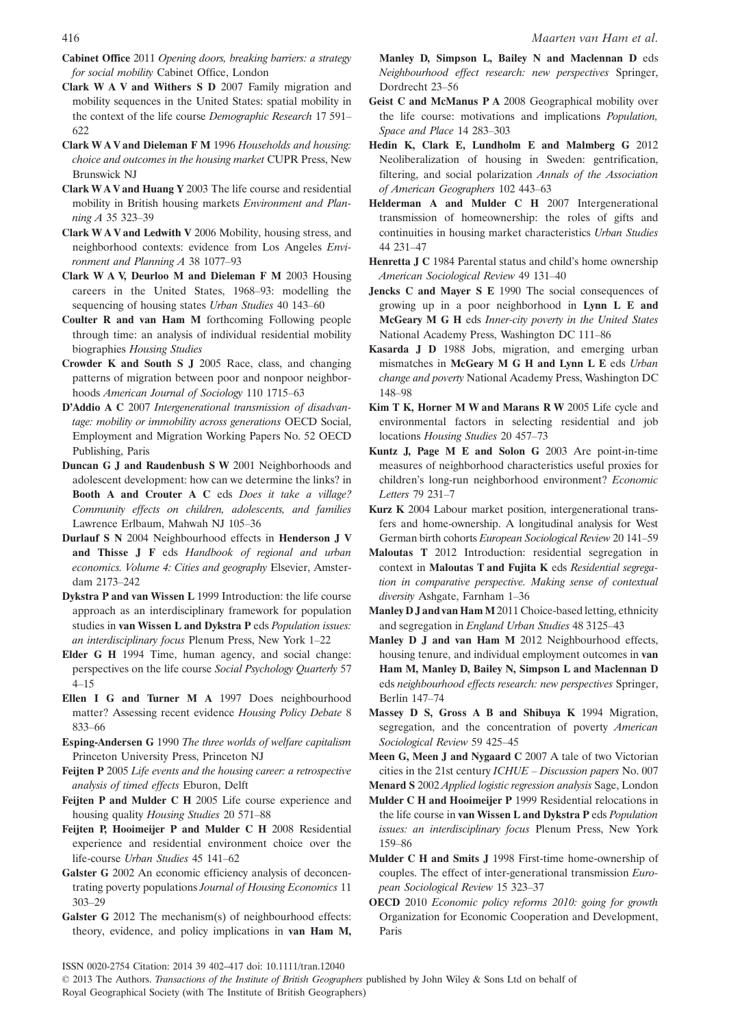**Cabinet Office** 2011 *Opening doors, breaking barriers: a strategy for social mobility* Cabinet Office, London

**Clark W A V and Withers S D** 2007 Family migration and mobility sequences in the United States: spatial mobility in the context of the life course *Demographic Research* 17 591–622

**Clark W A V and Dieleman F M** 1996 *Households and housing: choice and outcomes in the housing market* CUPR Press, New Brunswick NJ

**Clark W A V and Huang Y** 2003 The life course and residential mobility in British housing markets *Environment and Planning A* 35 323–39

**Clark W A V and Ledwith V** 2006 Mobility, housing stress, and neighborhood contexts: evidence from Los Angeles *Environment and Planning A* 38 1077–93

**Clark W A V, Deurloo M and Dieleman F M** 2003 Housing careers in the United States, 1968–93: modelling the sequencing of housing states *Urban Studies* 40 143–60

**Coulter R and van Ham M** forthcoming Following people through time: an analysis of individual residential mobility biographies *Housing Studies*

**Crowder K and South S J** 2005 Race, class, and changing patterns of migration between poor and nonpoor neighborhoods *American Journal of Sociology* 110 1715–63

**D'Addio A C** 2007 *Intergenerational transmission of disadvantage: mobility or immobility across generations* OECD Social, Employment and Migration Working Papers No. 52 OECD Publishing, Paris

**Duncan G J and Raudenbush S W** 2001 Neighborhoods and adolescent development: how can we determine the links? in **Booth A and Crouter A C** eds *Does it take a village? Community effects on children, adolescents, and families* Lawrence Erlbaum, Mahwah NJ 105–36

**Durlauf S N** 2004 Neighbourhood effects in **Henderson J V and Thisse J F** eds *Handbook of regional and urban economics. Volume 4: Cities and geography* Elsevier, Amsterdam 2173–242

**Dykstra P and van Wissen L** 1999 Introduction: the life course approach as an interdisciplinary framework for population studies in **van Wissen L and Dykstra P** eds *Population issues: an interdisciplinary focus* Plenum Press, New York 1–22

**Elder G H** 1994 Time, human agency, and social change: perspectives on the life course *Social Psychology Quarterly* 57 4–15

**Ellen I G and Turner M A** 1997 Does neighbourhood matter? Assessing recent evidence *Housing Policy Debate* 8 833–66

**Esping-Andersen G** 1990 *The three worlds of welfare capitalism* Princeton University Press, Princeton NJ

**Feijten P** 2005 *Life events and the housing career: a retrospective analysis of timed effects* Eburon, Delft

**Feijten P and Mulder C H** 2005 Life course experience and housing quality *Housing Studies* 20 571–88

**Feijten P, Hooimeijer P and Mulder C H** 2008 Residential experience and residential environment choice over the life-course *Urban Studies* 45 141–62

**Galster G** 2002 An economic efficiency analysis of deconcentrating poverty populations *Journal of Housing Economics* 11 303–29

**Galster G** 2012 The mechanism(s) of neighbourhood effects: theory, evidence, and policy implications in **van Ham M, Manley D, Simpson L, Bailey N and Maclennan D** eds *Neighbourhood effect research: new perspectives* Springer, Dordrecht 23–56

**Geist C and McManus P A** 2008 Geographical mobility over the life course: motivations and implications *Population, Space and Place* 14 283–303

**Hedin K, Clark E, Lundholm E and Malmberg G** 2012 Neoliberalization of housing in Sweden: gentrification, filtering, and social polarization *Annals of the Association of American Geographers* 102 443–63

**Helderman A and Mulder C H** 2007 Intergenerational transmission of homeownership: the roles of gifts and continuities in housing market characteristics *Urban Studies* 44 231–47

**Henretta J C** 1984 Parental status and child's home ownership *American Sociological Review* 49 131–40

**Jencks C and Mayer S E** 1990 The social consequences of growing up in a poor neighborhood in **Lynn L E and McGeary M G H** eds *Inner-city poverty in the United States* National Academy Press, Washington DC 111–86

**Kasarda J D** 1988 Jobs, migration, and emerging urban mismatches in **McGeary M G H and Lynn L E** eds *Urban change and poverty* National Academy Press, Washington DC 148–98

**Kim T K, Horner M W and Marans R W** 2005 Life cycle and environmental factors in selecting residential and job locations *Housing Studies* 20 457–73

**Kuntz J, Page M E and Solon G** 2003 Are point-in-time measures of neighborhood characteristics useful proxies for children's long-run neighborhood environment? *Economic Letters* 79 231–7

**Kurz K** 2004 Labour market position, intergenerational transfers and home-ownership. A longitudinal analysis for West German birth cohorts *European Sociological Review* 20 141–59

**Maloutas T** 2012 Introduction: residential segregation in context in **Maloutas T and Fujita K** eds *Residential segregation in comparative perspective. Making sense of contextual diversity* Ashgate, Farnham 1–36

**Manley D J and van Ham M** 2011 Choice-based letting, ethnicity and segregation in *England Urban Studies* 48 3125–43

**Manley D J and van Ham M** 2012 Neighbourhood effects, housing tenure, and individual employment outcomes in **van Ham M, Manley D, Bailey N, Simpson L and Maclennan D** eds *neighbourhood effects research: new perspectives* Springer, Berlin 147–74

**Massey D S, Gross A B and Shibuya K** 1994 Migration, segregation, and the concentration of poverty *American Sociological Review* 59 425–45

**Meen G, Meen J and Nygaard C** 2007 A tale of two Victorian cities in the 21st century *ICHUE – Discussion papers* No. 007

**Menard S** 2002 *Applied logistic regression analysis* Sage, London

**Mulder C H and Hooimeijer P** 1999 Residential relocations in the life course in **van Wissen L and Dykstra P** eds *Population issues: an interdisciplinary focus* Plenum Press, New York 159–86

**Mulder C H and Smits J** 1998 First-time home-ownership of couples. The effect of inter-generational transmission *European Sociological Review* 15 323–37

**OECD** 2010 *Economic policy reforms 2010: going for growth* Organization for Economic Cooperation and Development, Paris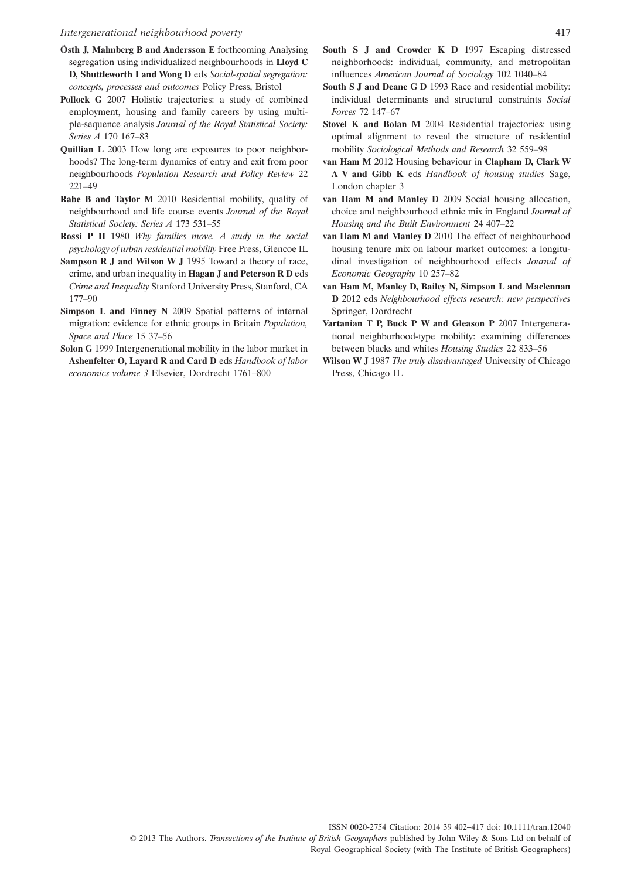**Östh J, Malmberg B and Andersson E** forthcoming Analysing segregation using individualized neighbourhoods in **Lloyd C D, Shuttleworth I and Wong D** eds *Social-spatial segregation: concepts, processes and outcomes* Policy Press, Bristol

**Pollock G** 2007 Holistic trajectories: a study of combined employment, housing and family careers by using multiple-sequence analysis *Journal of the Royal Statistical Society: Series A* 170 167–83

**Quillian L** 2003 How long are exposures to poor neighborhoods? The long-term dynamics of entry and exit from poor neighbourhoods *Population Research and Policy Review* 22 221–49

**Rabe B and Taylor M** 2010 Residential mobility, quality of neighbourhood and life course events *Journal of the Royal Statistical Society: Series A* 173 531–55

**Rossi P H** 1980 *Why families move. A study in the social psychology of urban residential mobility* Free Press, Glencoe IL

**Sampson R J and Wilson W J** 1995 Toward a theory of race, crime, and urban inequality in **Hagan J and Peterson R D** eds *Crime and Inequality* Stanford University Press, Stanford, CA 177–90

**Simpson L and Finney N** 2009 Spatial patterns of internal migration: evidence for ethnic groups in Britain *Population, Space and Place* 15 37–56

**Solon G** 1999 Intergenerational mobility in the labor market in **Ashenfelter O, Layard R and Card D** eds *Handbook of labor economics volume 3* Elsevier, Dordrecht 1761–800

**South S J and Crowder K D** 1997 Escaping distressed neighborhoods: individual, community, and metropolitan influences *American Journal of Sociology* 102 1040–84

**South S J and Deane G D** 1993 Race and residential mobility: individual determinants and structural constraints *Social Forces* 72 147–67

**Stovel K and Bolan M** 2004 Residential trajectories: using optimal alignment to reveal the structure of residential mobility *Sociological Methods and Research* 32 559–98

**van Ham M** 2012 Housing behaviour in **Clapham D, Clark W A V and Gibb K** eds *Handbook of housing studies* Sage, London chapter 3

**van Ham M and Manley D** 2009 Social housing allocation, choice and neighbourhood ethnic mix in England *Journal of Housing and the Built Environment* 24 407–22

**van Ham M and Manley D** 2010 The effect of neighbourhood housing tenure mix on labour market outcomes: a longitudinal investigation of neighbourhood effects *Journal of Economic Geography* 10 257–82

**van Ham M, Manley D, Bailey N, Simpson L and Maclennan D** 2012 eds *Neighbourhood effects research: new perspectives* Springer, Dordrecht

**Vartanian T P, Buck P W and Gleason P** 2007 Intergenerational neighborhood-type mobility: examining differences between blacks and whites *Housing Studies* 22 833–56

**Wilson W J** 1987 *The truly disadvantaged* University of Chicago Press, Chicago IL